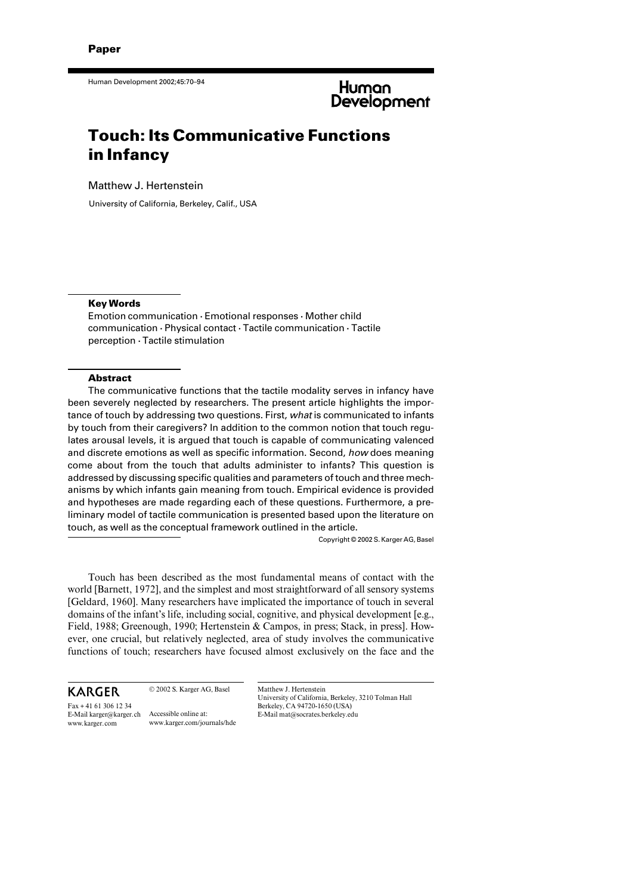Paper

# Touch: Its Communicative Functions in Infancy

Matthew J. Hertenstein

University of California, Berkeley, Calif., USA

**Key Words**

Emotion communication · Emotional responses · Mother child communication · Physical contact · Tactile communication · Tactile perception · Tactile stimulation

**Abstract**

The communicative functions that the tactile modality serves in infancy have been severely neglected by researchers. The present article highlights the importance of touch by addressing two questions. First, *what* is communicated to infants by touch from their caregivers? In addition to the common notion that touch regulates arousal levels, it is argued that touch is capable of communicating valenced and discrete emotions as well as specific information. Second, *how* does meaning come about from the touch that adults administer to infants? This question is addressed by discussing specific qualities and parameters of touch and three mechanisms by which infants gain meaning from touch. Empirical evidence is provided and hypotheses are made regarding each of these questions. Furthermore, a preliminary model of tactile communication is presented based upon the literature on touch, as well as the conceptual framework outlined in the article.

Copyright © 2002 S. Karger AG, Basel

Touch has been described as the most fundamental means of contact with the world [Barnett, 1972], and the simplest and most straightforward of all sensory systems [Geldard, 1960]. Many researchers have implicated the importance of touch in several domains of the infant's life, including social, cognitive, and physical development [e.g., Field, 1988; Greenough, 1990; Hertenstein & Campos, in press; Stack, in press]. However, one crucial, but relatively neglected, area of study involves the communicative functions of touch; researchers have focused almost exclusively on the face and the

KARGER

Fax + 41 61 306 12 34
E-Mail karger@karger.ch
www.karger.com

© 2002 S. Karger AG, Basel

Accessible online at:
www.karger.com/journals/hde

Matthew J. Hertenstein
University of California, Berkeley, 3210 Tolman Hall
Berkeley, CA 94720-1650 (USA)
E-Mail mat@socrates.berkeley.edu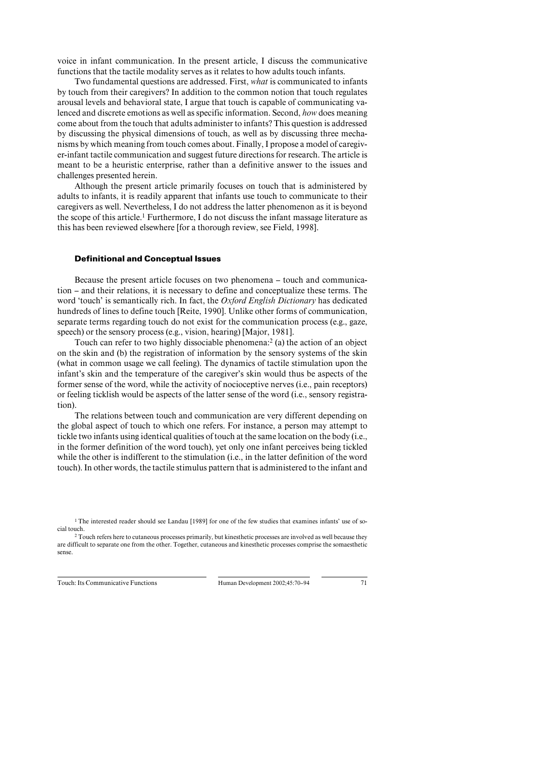voice in infant communication. In the present article, I discuss the communicative functions that the tactile modality serves as it relates to how adults touch infants.

Two fundamental questions are addressed. First, *what* is communicated to infants by touch from their caregivers? In addition to the common notion that touch regulates arousal levels and behavioral state, I argue that touch is capable of communicating valenced and discrete emotions as well as specific information. Second, *how* does meaning come about from the touch that adults administer to infants? This question is addressed by discussing the physical dimensions of touch, as well as by discussing three mechanisms by which meaning from touch comes about. Finally, I propose a model of caregiver-infant tactile communication and suggest future directions for research. The article is meant to be a heuristic enterprise, rather than a definitive answer to the issues and challenges presented herein.

Although the present article primarily focuses on touch that is administered by adults to infants, it is readily apparent that infants use touch to communicate to their caregivers as well. Nevertheless, I do not address the latter phenomenon as it is beyond the scope of this article.[1] Furthermore, I do not discuss the infant massage literature as this has been reviewed elsewhere [for a thorough review, see Field, 1998].

### Definitional and Conceptual Issues

Because the present article focuses on two phenomena – touch and communication – and their relations, it is necessary to define and conceptualize these terms. The word 'touch' is semantically rich. In fact, the *Oxford English Dictionary* has dedicated hundreds of lines to define touch [Reite, 1990]. Unlike other forms of communication, separate terms regarding touch do not exist for the communication process (e.g., gaze, speech) or the sensory process (e.g., vision, hearing) [Major, 1981].

Touch can refer to two highly dissociable phenomena:[2] (a) the action of an object on the skin and (b) the registration of information by the sensory systems of the skin (what in common usage we call feeling). The dynamics of tactile stimulation upon the infant's skin and the temperature of the caregiver's skin would thus be aspects of the former sense of the word, while the activity of nocioceptive nerves (i.e., pain receptors) or feeling ticklish would be aspects of the latter sense of the word (i.e., sensory registration).

The relations between touch and communication are very different depending on the global aspect of touch to which one refers. For instance, a person may attempt to tickle two infants using identical qualities of touch at the same location on the body (i.e., in the former definition of the word touch), yet only one infant perceives being tickled while the other is indifferent to the stimulation (i.e., in the latter definition of the word touch). In other words, the tactile stimulus pattern that is administered to the infant and

[1] The interested reader should see Landau [1989] for one of the few studies that examines infants' use of social touch.

[2] Touch refers here to cutaneous processes primarily, but kinesthetic processes are involved as well because they are difficult to separate one from the other. Together, cutaneous and kinesthetic processes comprise the somaesthetic sense.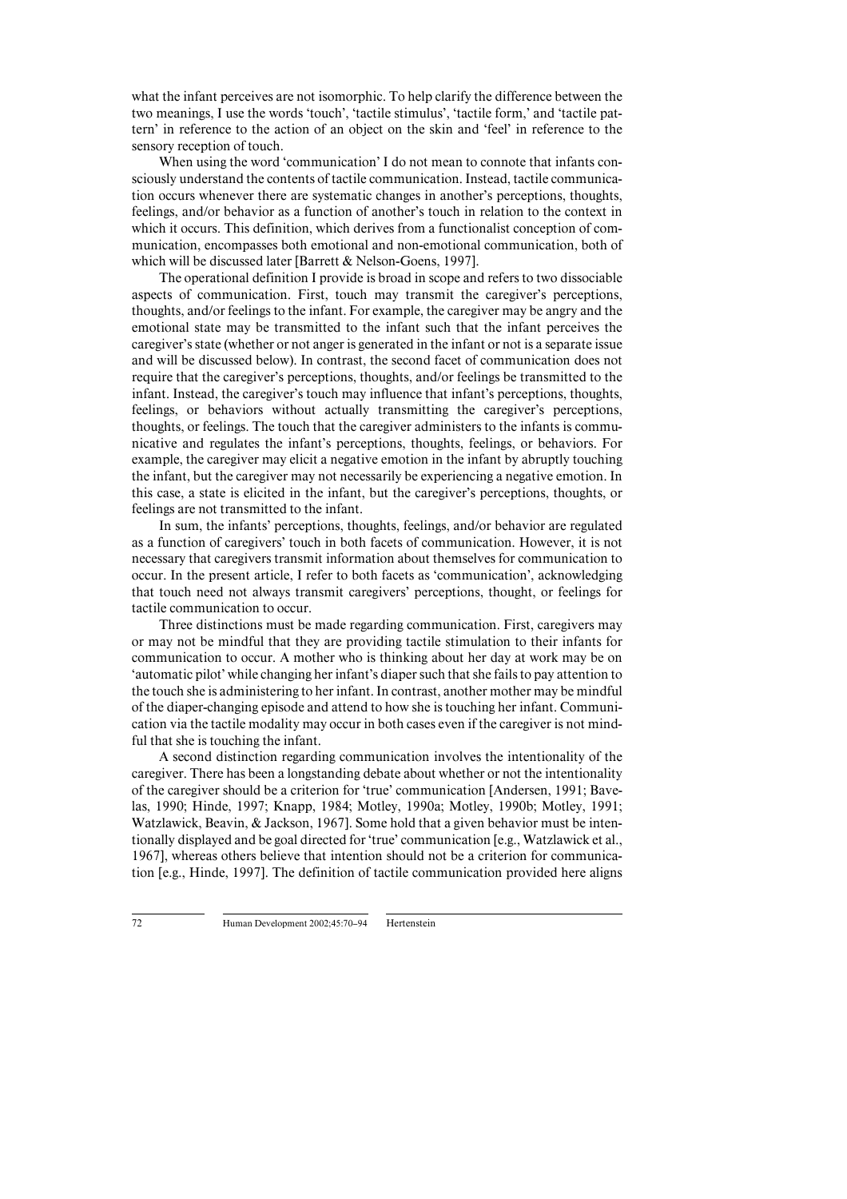what the infant perceives are not isomorphic. To help clarify the difference between the two meanings, I use the words 'touch', 'tactile stimulus', 'tactile form,' and 'tactile pattern' in reference to the action of an object on the skin and 'feel' in reference to the sensory reception of touch.

When using the word 'communication' I do not mean to connote that infants consciously understand the contents of tactile communication. Instead, tactile communication occurs whenever there are systematic changes in another's perceptions, thoughts, feelings, and/or behavior as a function of another's touch in relation to the context in which it occurs. This definition, which derives from a functionalist conception of communication, encompasses both emotional and non-emotional communication, both of which will be discussed later [Barrett & Nelson-Goens, 1997].

The operational definition I provide is broad in scope and refers to two dissociable aspects of communication. First, touch may transmit the caregiver's perceptions, thoughts, and/or feelings to the infant. For example, the caregiver may be angry and the emotional state may be transmitted to the infant such that the infant perceives the caregiver's state (whether or not anger is generated in the infant or not is a separate issue and will be discussed below). In contrast, the second facet of communication does not require that the caregiver's perceptions, thoughts, and/or feelings be transmitted to the infant. Instead, the caregiver's touch may influence that infant's perceptions, thoughts, feelings, or behaviors without actually transmitting the caregiver's perceptions, thoughts, or feelings. The touch that the caregiver administers to the infants is communicative and regulates the infant's perceptions, thoughts, feelings, or behaviors. For example, the caregiver may elicit a negative emotion in the infant by abruptly touching the infant, but the caregiver may not necessarily be experiencing a negative emotion. In this case, a state is elicited in the infant, but the caregiver's perceptions, thoughts, or feelings are not transmitted to the infant.

In sum, the infants' perceptions, thoughts, feelings, and/or behavior are regulated as a function of caregivers' touch in both facets of communication. However, it is not necessary that caregivers transmit information about themselves for communication to occur. In the present article, I refer to both facets as 'communication', acknowledging that touch need not always transmit caregivers' perceptions, thought, or feelings for tactile communication to occur.

Three distinctions must be made regarding communication. First, caregivers may or may not be mindful that they are providing tactile stimulation to their infants for communication to occur. A mother who is thinking about her day at work may be on 'automatic pilot' while changing her infant's diaper such that she fails to pay attention to the touch she is administering to her infant. In contrast, another mother may be mindful of the diaper-changing episode and attend to how she is touching her infant. Communication via the tactile modality may occur in both cases even if the caregiver is not mindful that she is touching the infant.

A second distinction regarding communication involves the intentionality of the caregiver. There has been a longstanding debate about whether or not the intentionality of the caregiver should be a criterion for 'true' communication [Andersen, 1991; Bavelas, 1990; Hinde, 1997; Knapp, 1984; Motley, 1990a; Motley, 1990b; Motley, 1991; Watzlawick, Beavin, & Jackson, 1967]. Some hold that a given behavior must be intentionally displayed and be goal directed for 'true' communication [e.g., Watzlawick et al., 1967], whereas others believe that intention should not be a criterion for communication [e.g., Hinde, 1997]. The definition of tactile communication provided here aligns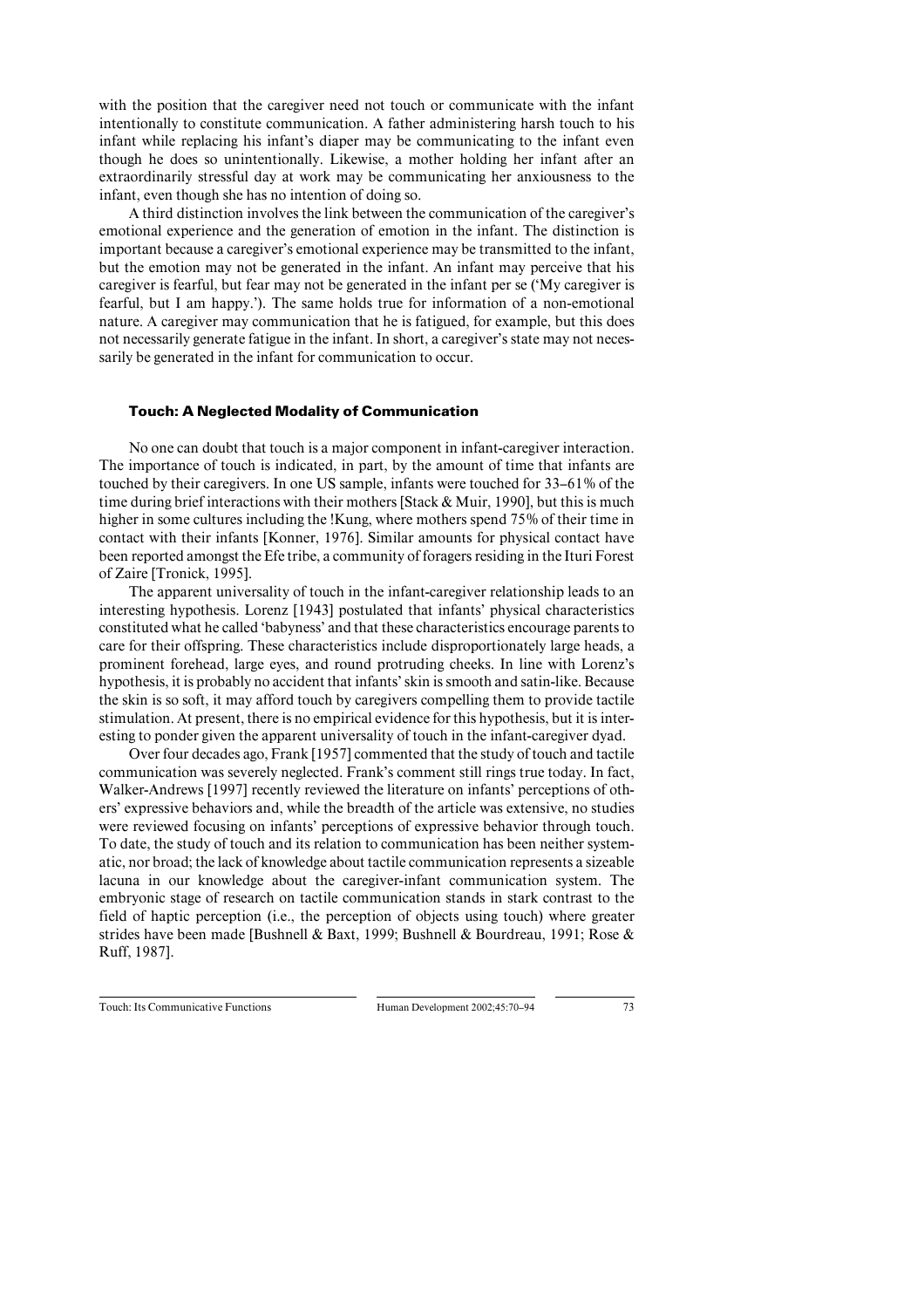with the position that the caregiver need not touch or communicate with the infant intentionally to constitute communication. A father administering harsh touch to his infant while replacing his infant's diaper may be communicating to the infant even though he does so unintentionally. Likewise, a mother holding her infant after an extraordinarily stressful day at work may be communicating her anxiousness to the infant, even though she has no intention of doing so.

A third distinction involves the link between the communication of the caregiver's emotional experience and the generation of emotion in the infant. The distinction is important because a caregiver's emotional experience may be transmitted to the infant, but the emotion may not be generated in the infant. An infant may perceive that his caregiver is fearful, but fear may not be generated in the infant per se ('My caregiver is fearful, but I am happy.'). The same holds true for information of a non-emotional nature. A caregiver may communication that he is fatigued, for example, but this does not necessarily generate fatigue in the infant. In short, a caregiver's state may not necessarily be generated in the infant for communication to occur.

### Touch: A Neglected Modality of Communication

No one can doubt that touch is a major component in infant-caregiver interaction. The importance of touch is indicated, in part, by the amount of time that infants are touched by their caregivers. In one US sample, infants were touched for 33–61% of the time during brief interactions with their mothers [Stack & Muir, 1990], but this is much higher in some cultures including the !Kung, where mothers spend 75% of their time in contact with their infants [Konner, 1976]. Similar amounts for physical contact have been reported amongst the Efe tribe, a community of foragers residing in the Ituri Forest of Zaire [Tronick, 1995].

The apparent universality of touch in the infant-caregiver relationship leads to an interesting hypothesis. Lorenz [1943] postulated that infants' physical characteristics constituted what he called 'babyness' and that these characteristics encourage parents to care for their offspring. These characteristics include disproportionately large heads, a prominent forehead, large eyes, and round protruding cheeks. In line with Lorenz's hypothesis, it is probably no accident that infants' skin is smooth and satin-like. Because the skin is so soft, it may afford touch by caregivers compelling them to provide tactile stimulation. At present, there is no empirical evidence for this hypothesis, but it is interesting to ponder given the apparent universality of touch in the infant-caregiver dyad.

Over four decades ago, Frank [1957] commented that the study of touch and tactile communication was severely neglected. Frank's comment still rings true today. In fact, Walker-Andrews [1997] recently reviewed the literature on infants' perceptions of others' expressive behaviors and, while the breadth of the article was extensive, no studies were reviewed focusing on infants' perceptions of expressive behavior through touch. To date, the study of touch and its relation to communication has been neither systematic, nor broad; the lack of knowledge about tactile communication represents a sizeable lacuna in our knowledge about the caregiver-infant communication system. The embryonic stage of research on tactile communication stands in stark contrast to the field of haptic perception (i.e., the perception of objects using touch) where greater strides have been made [Bushnell & Baxt, 1999; Bushnell & Bourdreau, 1991; Rose & Ruff, 1987].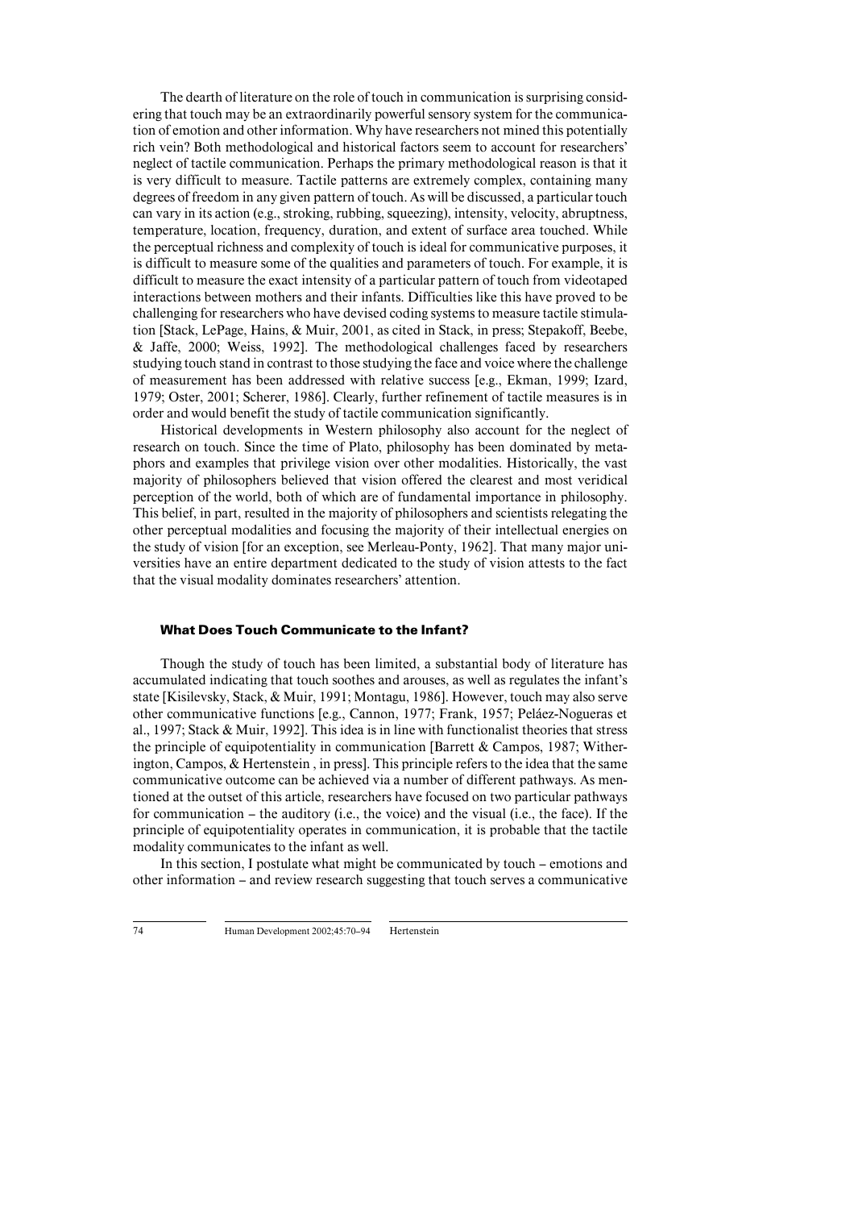The dearth of literature on the role of touch in communication is surprising considering that touch may be an extraordinarily powerful sensory system for the communication of emotion and other information. Why have researchers not mined this potentially rich vein? Both methodological and historical factors seem to account for researchers' neglect of tactile communication. Perhaps the primary methodological reason is that it is very difficult to measure. Tactile patterns are extremely complex, containing many degrees of freedom in any given pattern of touch. As will be discussed, a particular touch can vary in its action (e.g., stroking, rubbing, squeezing), intensity, velocity, abruptness, temperature, location, frequency, duration, and extent of surface area touched. While the perceptual richness and complexity of touch is ideal for communicative purposes, it is difficult to measure some of the qualities and parameters of touch. For example, it is difficult to measure the exact intensity of a particular pattern of touch from videotaped interactions between mothers and their infants. Difficulties like this have proved to be challenging for researchers who have devised coding systems to measure tactile stimulation [Stack, LePage, Hains, & Muir, 2001, as cited in Stack, in press; Stepakoff, Beebe, & Jaffe, 2000; Weiss, 1992]. The methodological challenges faced by researchers studying touch stand in contrast to those studying the face and voice where the challenge of measurement has been addressed with relative success [e.g., Ekman, 1999; Izard, 1979; Oster, 2001; Scherer, 1986]. Clearly, further refinement of tactile measures is in order and would benefit the study of tactile communication significantly.

Historical developments in Western philosophy also account for the neglect of research on touch. Since the time of Plato, philosophy has been dominated by metaphors and examples that privilege vision over other modalities. Historically, the vast majority of philosophers believed that vision offered the clearest and most veridical perception of the world, both of which are of fundamental importance in philosophy. This belief, in part, resulted in the majority of philosophers and scientists relegating the other perceptual modalities and focusing the majority of their intellectual energies on the study of vision [for an exception, see Merleau-Ponty, 1962]. That many major universities have an entire department dedicated to the study of vision attests to the fact that the visual modality dominates researchers' attention.

### What Does Touch Communicate to the Infant?

Though the study of touch has been limited, a substantial body of literature has accumulated indicating that touch soothes and arouses, as well as regulates the infant's state [Kisilevsky, Stack, & Muir, 1991; Montagu, 1986]. However, touch may also serve other communicative functions [e.g., Cannon, 1977; Frank, 1957; Peláez-Nogueras et al., 1997; Stack & Muir, 1992]. This idea is in line with functionalist theories that stress the principle of equipotentiality in communication [Barrett & Campos, 1987; Witherington, Campos, & Hertenstein , in press]. This principle refers to the idea that the same communicative outcome can be achieved via a number of different pathways. As mentioned at the outset of this article, researchers have focused on two particular pathways for communication – the auditory (i.e., the voice) and the visual (i.e., the face). If the principle of equipotentiality operates in communication, it is probable that the tactile modality communicates to the infant as well.

In this section, I postulate what might be communicated by touch – emotions and other information – and review research suggesting that touch serves a communicative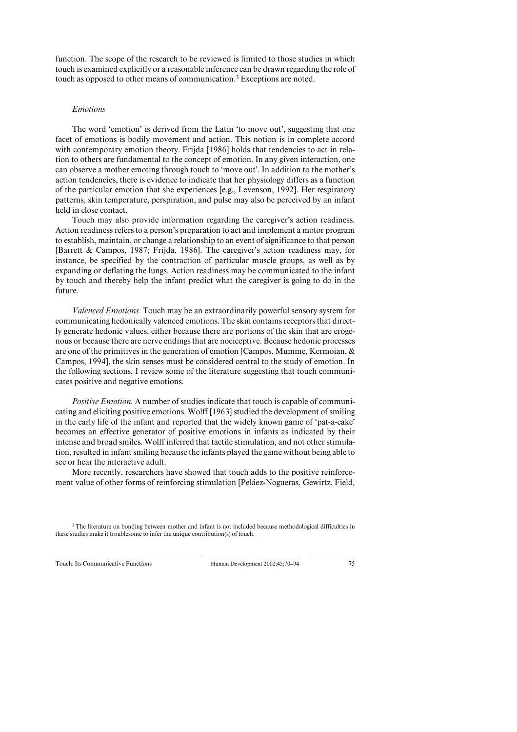function. The scope of the research to be reviewed is limited to those studies in which touch is examined explicitly or a reasonable inference can be drawn regarding the role of touch as opposed to other means of communication.[3] Exceptions are noted.

### *Emotions*

The word 'emotion' is derived from the Latin 'to move out', suggesting that one facet of emotions is bodily movement and action. This notion is in complete accord with contemporary emotion theory. Frijda [1986] holds that tendencies to act in relation to others are fundamental to the concept of emotion. In any given interaction, one can observe a mother emoting through touch to 'move out'. In addition to the mother's action tendencies, there is evidence to indicate that her physiology differs as a function of the particular emotion that she experiences [e.g., Levenson, 1992]. Her respiratory patterns, skin temperature, perspiration, and pulse may also be perceived by an infant held in close contact.

Touch may also provide information regarding the caregiver's action readiness. Action readiness refers to a person's preparation to act and implement a motor program to establish, maintain, or change a relationship to an event of significance to that person [Barrett & Campos, 1987; Frijda, 1986]. The caregiver's action readiness may, for instance, be specified by the contraction of particular muscle groups, as well as by expanding or deflating the lungs. Action readiness may be communicated to the infant by touch and thereby help the infant predict what the caregiver is going to do in the future.

*Valenced Emotions.* Touch may be an extraordinarily powerful sensory system for communicating hedonically valenced emotions. The skin contains receptors that directly generate hedonic values, either because there are portions of the skin that are erogenous or because there are nerve endings that are nociceptive. Because hedonic processes are one of the primitives in the generation of emotion [Campos, Mumme, Kermoian, & Campos, 1994], the skin senses must be considered central to the study of emotion. In the following sections, I review some of the literature suggesting that touch communicates positive and negative emotions.

*Positive Emotion.* A number of studies indicate that touch is capable of communicating and eliciting positive emotions. Wolff [1963] studied the development of smiling in the early life of the infant and reported that the widely known game of 'pat-a-cake' becomes an effective generator of positive emotions in infants as indicated by their intense and broad smiles. Wolff inferred that tactile stimulation, and not other stimulation, resulted in infant smiling because the infants played the game without being able to see or hear the interactive adult.

More recently, researchers have showed that touch adds to the positive reinforcement value of other forms of reinforcing stimulation [Peláez-Nogueras, Gewirtz, Field,

[3] The literature on bonding between mother and infant is not included because methodological difficulties in these studies make it troublesome to infer the unique contribution(s) of touch.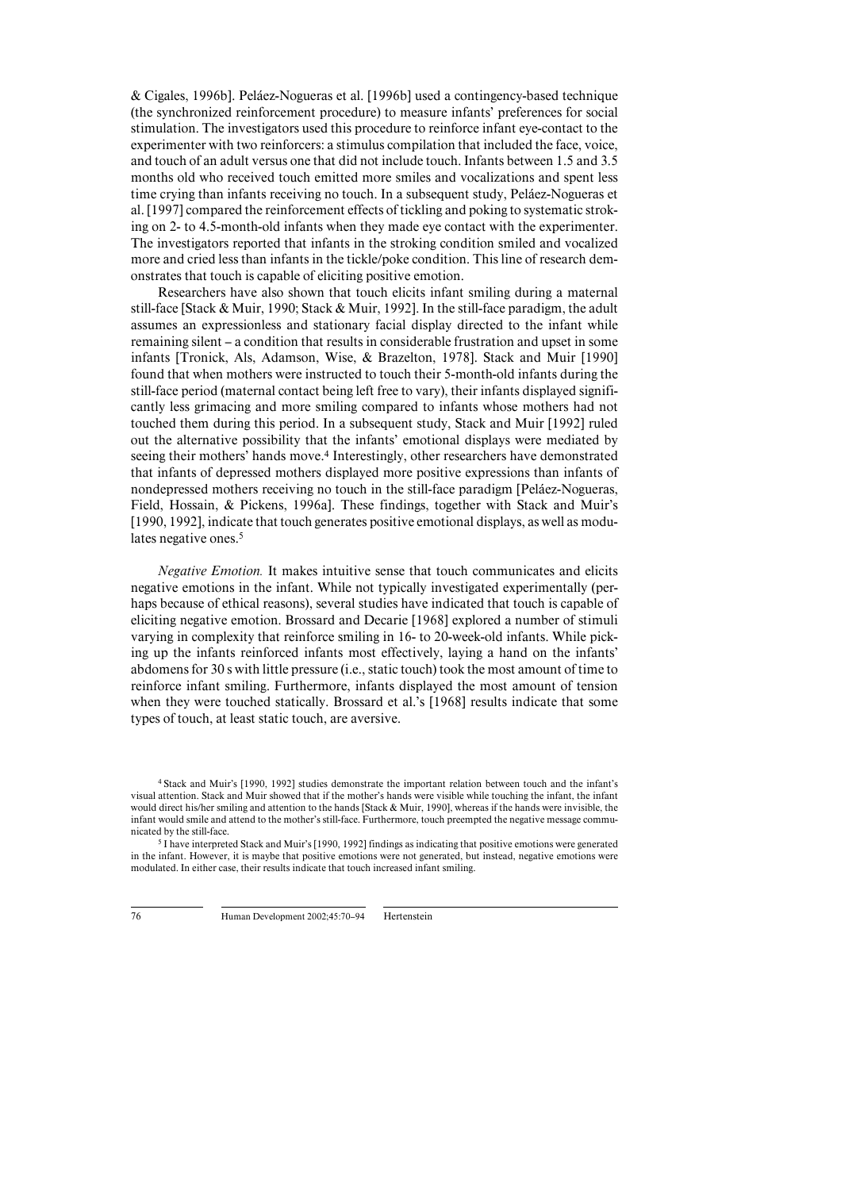& Cigales, 1996b]. Peláez-Nogueras et al. [1996b] used a contingency-based technique (the synchronized reinforcement procedure) to measure infants' preferences for social stimulation. The investigators used this procedure to reinforce infant eye-contact to the experimenter with two reinforcers: a stimulus compilation that included the face, voice, and touch of an adult versus one that did not include touch. Infants between 1.5 and 3.5 months old who received touch emitted more smiles and vocalizations and spent less time crying than infants receiving no touch. In a subsequent study, Peláez-Nogueras et al. [1997] compared the reinforcement effects of tickling and poking to systematic stroking on 2- to 4.5-month-old infants when they made eye contact with the experimenter. The investigators reported that infants in the stroking condition smiled and vocalized more and cried less than infants in the tickle/poke condition. This line of research demonstrates that touch is capable of eliciting positive emotion.

Researchers have also shown that touch elicits infant smiling during a maternal still-face [Stack & Muir, 1990; Stack & Muir, 1992]. In the still-face paradigm, the adult assumes an expressionless and stationary facial display directed to the infant while remaining silent – a condition that results in considerable frustration and upset in some infants [Tronick, Als, Adamson, Wise, & Brazelton, 1978]. Stack and Muir [1990] found that when mothers were instructed to touch their 5-month-old infants during the still-face period (maternal contact being left free to vary), their infants displayed significantly less grimacing and more smiling compared to infants whose mothers had not touched them during this period. In a subsequent study, Stack and Muir [1992] ruled out the alternative possibility that the infants' emotional displays were mediated by seeing their mothers' hands move.[4] Interestingly, other researchers have demonstrated that infants of depressed mothers displayed more positive expressions than infants of nondepressed mothers receiving no touch in the still-face paradigm [Peláez-Nogueras, Field, Hossain, & Pickens, 1996a]. These findings, together with Stack and Muir's [1990, 1992], indicate that touch generates positive emotional displays, as well as modulates negative ones.[5]

*Negative Emotion.* It makes intuitive sense that touch communicates and elicits negative emotions in the infant. While not typically investigated experimentally (perhaps because of ethical reasons), several studies have indicated that touch is capable of eliciting negative emotion. Brossard and Decarie [1968] explored a number of stimuli varying in complexity that reinforce smiling in 16- to 20-week-old infants. While picking up the infants reinforced infants most effectively, laying a hand on the infants' abdomens for 30 s with little pressure (i.e., static touch) took the most amount of time to reinforce infant smiling. Furthermore, infants displayed the most amount of tension when they were touched statically. Brossard et al.'s [1968] results indicate that some types of touch, at least static touch, are aversive.

[4] Stack and Muir's [1990, 1992] studies demonstrate the important relation between touch and the infant's visual attention. Stack and Muir showed that if the mother's hands were visible while touching the infant, the infant would direct his/her smiling and attention to the hands [Stack & Muir, 1990], whereas if the hands were invisible, the infant would smile and attend to the mother's still-face. Furthermore, touch preempted the negative message communicated by the still-face.

[5] I have interpreted Stack and Muir's [1990, 1992] findings as indicating that positive emotions were generated in the infant. However, it is maybe that positive emotions were not generated, but instead, negative emotions were modulated. In either case, their results indicate that touch increased infant smiling.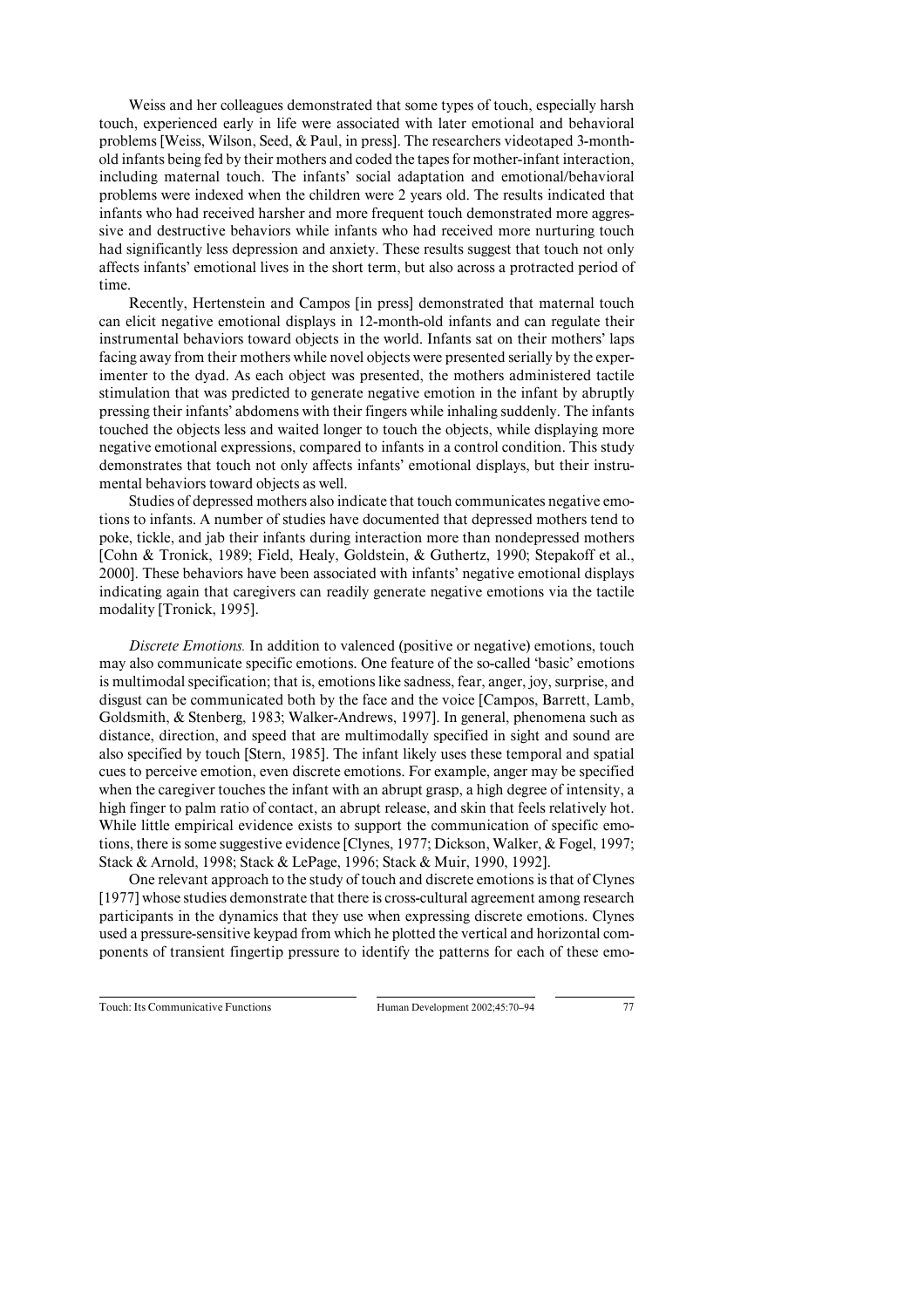Weiss and her colleagues demonstrated that some types of touch, especially harsh touch, experienced early in life were associated with later emotional and behavioral problems [Weiss, Wilson, Seed, & Paul, in press]. The researchers videotaped 3-month-old infants being fed by their mothers and coded the tapes for mother-infant interaction, including maternal touch. The infants' social adaptation and emotional/behavioral problems were indexed when the children were 2 years old. The results indicated that infants who had received harsher and more frequent touch demonstrated more aggressive and destructive behaviors while infants who had received more nurturing touch had significantly less depression and anxiety. These results suggest that touch not only affects infants' emotional lives in the short term, but also across a protracted period of time.

Recently, Hertenstein and Campos [in press] demonstrated that maternal touch can elicit negative emotional displays in 12-month-old infants and can regulate their instrumental behaviors toward objects in the world. Infants sat on their mothers' laps facing away from their mothers while novel objects were presented serially by the experimenter to the dyad. As each object was presented, the mothers administered tactile stimulation that was predicted to generate negative emotion in the infant by abruptly pressing their infants' abdomens with their fingers while inhaling suddenly. The infants touched the objects less and waited longer to touch the objects, while displaying more negative emotional expressions, compared to infants in a control condition. This study demonstrates that touch not only affects infants' emotional displays, but their instrumental behaviors toward objects as well.

Studies of depressed mothers also indicate that touch communicates negative emotions to infants. A number of studies have documented that depressed mothers tend to poke, tickle, and jab their infants during interaction more than nondepressed mothers [Cohn & Tronick, 1989; Field, Healy, Goldstein, & Guthertz, 1990; Stepakoff et al., 2000]. These behaviors have been associated with infants' negative emotional displays indicating again that caregivers can readily generate negative emotions via the tactile modality [Tronick, 1995].

*Discrete Emotions.* In addition to valenced (positive or negative) emotions, touch may also communicate specific emotions. One feature of the so-called 'basic' emotions is multimodal specification; that is, emotions like sadness, fear, anger, joy, surprise, and disgust can be communicated both by the face and the voice [Campos, Barrett, Lamb, Goldsmith, & Stenberg, 1983; Walker-Andrews, 1997]. In general, phenomena such as distance, direction, and speed that are multimodally specified in sight and sound are also specified by touch [Stern, 1985]. The infant likely uses these temporal and spatial cues to perceive emotion, even discrete emotions. For example, anger may be specified when the caregiver touches the infant with an abrupt grasp, a high degree of intensity, a high finger to palm ratio of contact, an abrupt release, and skin that feels relatively hot. While little empirical evidence exists to support the communication of specific emotions, there is some suggestive evidence [Clynes, 1977; Dickson, Walker, & Fogel, 1997; Stack & Arnold, 1998; Stack & LePage, 1996; Stack & Muir, 1990, 1992].

One relevant approach to the study of touch and discrete emotions is that of Clynes [1977] whose studies demonstrate that there is cross-cultural agreement among research participants in the dynamics that they use when expressing discrete emotions. Clynes used a pressure-sensitive keypad from which he plotted the vertical and horizontal components of transient fingertip pressure to identify the patterns for each of these emo-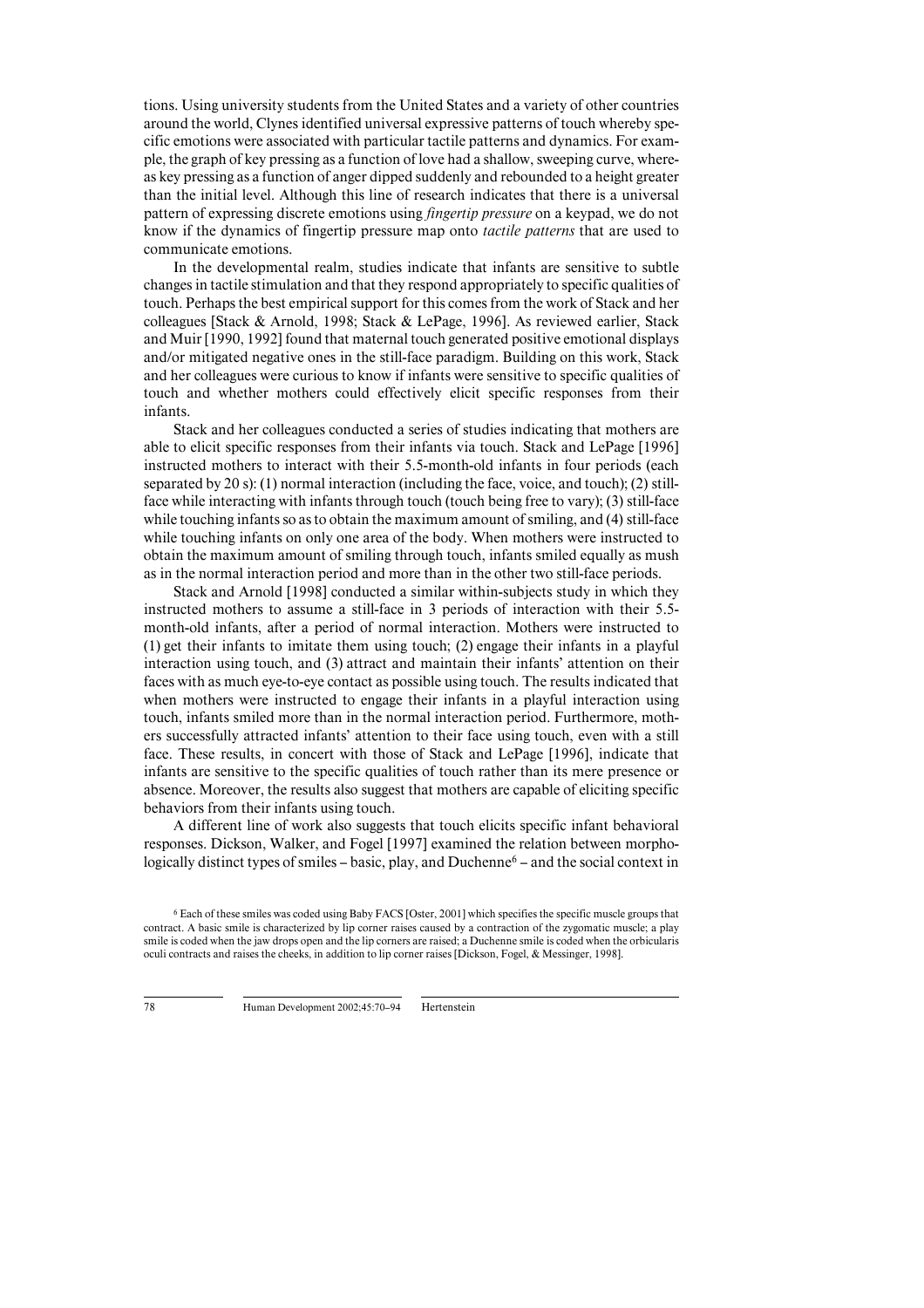tions. Using university students from the United States and a variety of other countries around the world, Clynes identified universal expressive patterns of touch whereby specific emotions were associated with particular tactile patterns and dynamics. For example, the graph of key pressing as a function of love had a shallow, sweeping curve, whereas key pressing as a function of anger dipped suddenly and rebounded to a height greater than the initial level. Although this line of research indicates that there is a universal pattern of expressing discrete emotions using *fingertip pressure* on a keypad, we do not know if the dynamics of fingertip pressure map onto *tactile patterns* that are used to communicate emotions.

In the developmental realm, studies indicate that infants are sensitive to subtle changes in tactile stimulation and that they respond appropriately to specific qualities of touch. Perhaps the best empirical support for this comes from the work of Stack and her colleagues [Stack & Arnold, 1998; Stack & LePage, 1996]. As reviewed earlier, Stack and Muir [1990, 1992] found that maternal touch generated positive emotional displays and/or mitigated negative ones in the still-face paradigm. Building on this work, Stack and her colleagues were curious to know if infants were sensitive to specific qualities of touch and whether mothers could effectively elicit specific responses from their infants.

Stack and her colleagues conducted a series of studies indicating that mothers are able to elicit specific responses from their infants via touch. Stack and LePage [1996] instructed mothers to interact with their 5.5-month-old infants in four periods (each separated by 20 s): (1) normal interaction (including the face, voice, and touch); (2) still-face while interacting with infants through touch (touch being free to vary); (3) still-face while touching infants so as to obtain the maximum amount of smiling, and (4) still-face while touching infants on only one area of the body. When mothers were instructed to obtain the maximum amount of smiling through touch, infants smiled equally as mush as in the normal interaction period and more than in the other two still-face periods.

Stack and Arnold [1998] conducted a similar within-subjects study in which they instructed mothers to assume a still-face in 3 periods of interaction with their 5.5-month-old infants, after a period of normal interaction. Mothers were instructed to (1) get their infants to imitate them using touch; (2) engage their infants in a playful interaction using touch, and (3) attract and maintain their infants' attention on their faces with as much eye-to-eye contact as possible using touch. The results indicated that when mothers were instructed to engage their infants in a playful interaction using touch, infants smiled more than in the normal interaction period. Furthermore, mothers successfully attracted infants' attention to their face using touch, even with a still face. These results, in concert with those of Stack and LePage [1996], indicate that infants are sensitive to the specific qualities of touch rather than its mere presence or absence. Moreover, the results also suggest that mothers are capable of eliciting specific behaviors from their infants using touch.

A different line of work also suggests that touch elicits specific infant behavioral responses. Dickson, Walker, and Fogel [1997] examined the relation between morphologically distinct types of smiles – basic, play, and Duchenne[6] – and the social context in

[6] Each of these smiles was coded using Baby FACS [Oster, 2001] which specifies the specific muscle groups that contract. A basic smile is characterized by lip corner raises caused by a contraction of the zygomatic muscle; a play smile is coded when the jaw drops open and the lip corners are raised; a Duchenne smile is coded when the orbicularis oculi contracts and raises the cheeks, in addition to lip corner raises [Dickson, Fogel, & Messinger, 1998].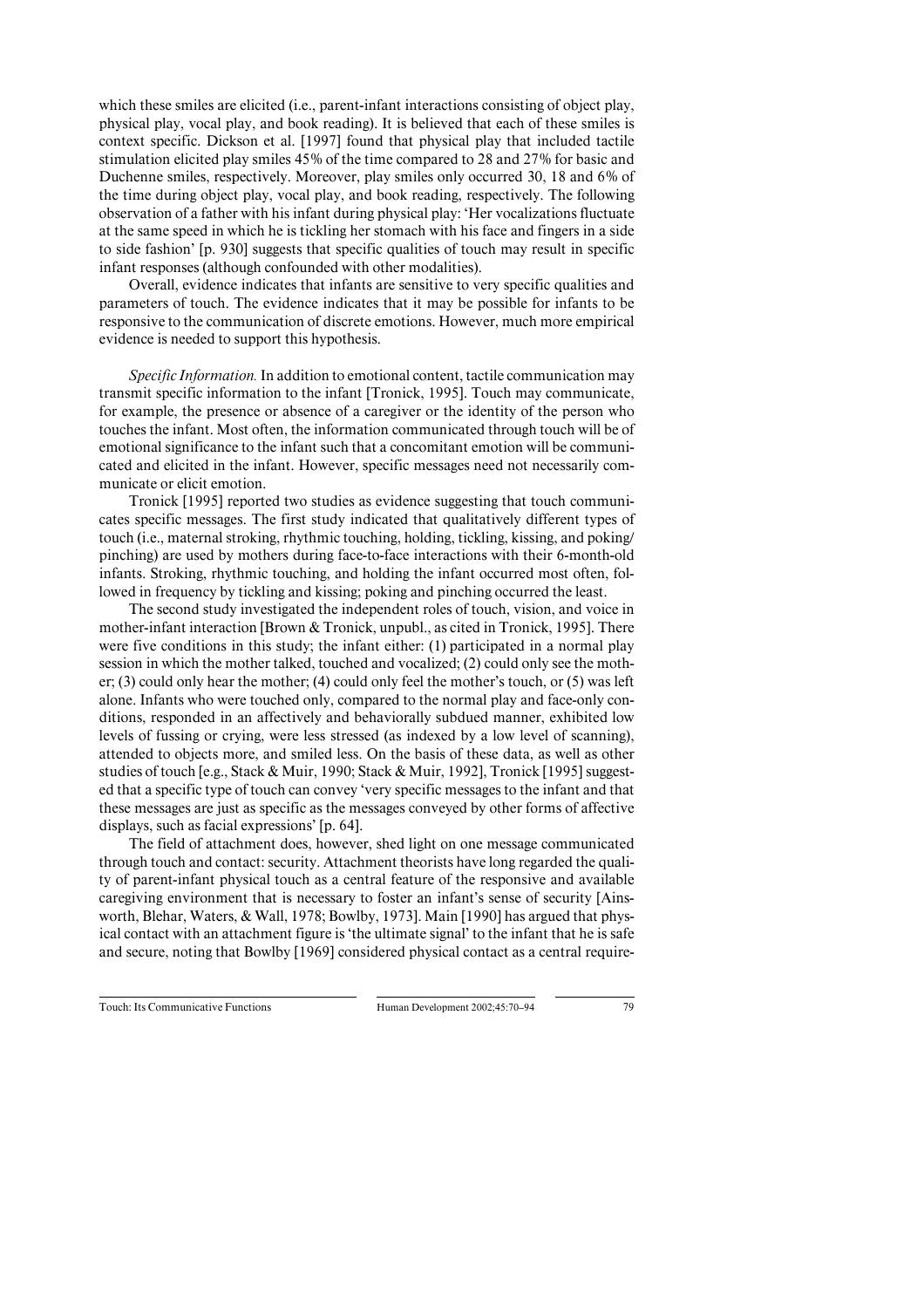which these smiles are elicited (i.e., parent-infant interactions consisting of object play, physical play, vocal play, and book reading). It is believed that each of these smiles is context specific. Dickson et al. [1997] found that physical play that included tactile stimulation elicited play smiles 45% of the time compared to 28 and 27% for basic and Duchenne smiles, respectively. Moreover, play smiles only occurred 30, 18 and 6% of the time during object play, vocal play, and book reading, respectively. The following observation of a father with his infant during physical play: 'Her vocalizations fluctuate at the same speed in which he is tickling her stomach with his face and fingers in a side to side fashion' [p. 930] suggests that specific qualities of touch may result in specific infant responses (although confounded with other modalities).

Overall, evidence indicates that infants are sensitive to very specific qualities and parameters of touch. The evidence indicates that it may be possible for infants to be responsive to the communication of discrete emotions. However, much more empirical evidence is needed to support this hypothesis.

*Specific Information.* In addition to emotional content, tactile communication may transmit specific information to the infant [Tronick, 1995]. Touch may communicate, for example, the presence or absence of a caregiver or the identity of the person who touches the infant. Most often, the information communicated through touch will be of emotional significance to the infant such that a concomitant emotion will be communicated and elicited in the infant. However, specific messages need not necessarily communicate or elicit emotion.

Tronick [1995] reported two studies as evidence suggesting that touch communicates specific messages. The first study indicated that qualitatively different types of touch (i.e., maternal stroking, rhythmic touching, holding, tickling, kissing, and poking/pinching) are used by mothers during face-to-face interactions with their 6-month-old infants. Stroking, rhythmic touching, and holding the infant occurred most often, followed in frequency by tickling and kissing; poking and pinching occurred the least.

The second study investigated the independent roles of touch, vision, and voice in mother-infant interaction [Brown & Tronick, unpubl., as cited in Tronick, 1995]. There were five conditions in this study; the infant either: (1) participated in a normal play session in which the mother talked, touched and vocalized; (2) could only see the mother; (3) could only hear the mother; (4) could only feel the mother's touch, or (5) was left alone. Infants who were touched only, compared to the normal play and face-only conditions, responded in an affectively and behaviorally subdued manner, exhibited low levels of fussing or crying, were less stressed (as indexed by a low level of scanning), attended to objects more, and smiled less. On the basis of these data, as well as other studies of touch [e.g., Stack & Muir, 1990; Stack & Muir, 1992], Tronick [1995] suggested that a specific type of touch can convey 'very specific messages to the infant and that these messages are just as specific as the messages conveyed by other forms of affective displays, such as facial expressions' [p. 64].

The field of attachment does, however, shed light on one message communicated through touch and contact: security. Attachment theorists have long regarded the quality of parent-infant physical touch as a central feature of the responsive and available caregiving environment that is necessary to foster an infant's sense of security [Ainsworth, Blehar, Waters, & Wall, 1978; Bowlby, 1973]. Main [1990] has argued that physical contact with an attachment figure is 'the ultimate signal' to the infant that he is safe and secure, noting that Bowlby [1969] considered physical contact as a central require-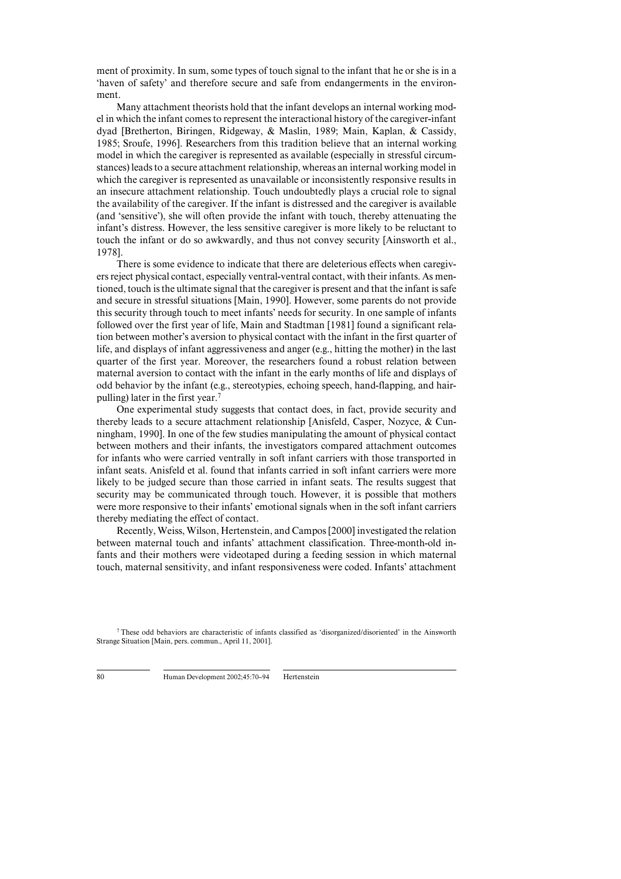ment of proximity. In sum, some types of touch signal to the infant that he or she is in a 'haven of safety' and therefore secure and safe from endangerments in the environment.

Many attachment theorists hold that the infant develops an internal working model in which the infant comes to represent the interactional history of the caregiver-infant dyad [Bretherton, Biringen, Ridgeway, & Maslin, 1989; Main, Kaplan, & Cassidy, 1985; Sroufe, 1996]. Researchers from this tradition believe that an internal working model in which the caregiver is represented as available (especially in stressful circumstances) leads to a secure attachment relationship, whereas an internal working model in which the caregiver is represented as unavailable or inconsistently responsive results in an insecure attachment relationship. Touch undoubtedly plays a crucial role to signal the availability of the caregiver. If the infant is distressed and the caregiver is available (and 'sensitive'), she will often provide the infant with touch, thereby attenuating the infant's distress. However, the less sensitive caregiver is more likely to be reluctant to touch the infant or do so awkwardly, and thus not convey security [Ainsworth et al., 1978].

There is some evidence to indicate that there are deleterious effects when caregivers reject physical contact, especially ventral-ventral contact, with their infants. As mentioned, touch is the ultimate signal that the caregiver is present and that the infant is safe and secure in stressful situations [Main, 1990]. However, some parents do not provide this security through touch to meet infants' needs for security. In one sample of infants followed over the first year of life, Main and Stadtman [1981] found a significant relation between mother's aversion to physical contact with the infant in the first quarter of life, and displays of infant aggressiveness and anger (e.g., hitting the mother) in the last quarter of the first year. Moreover, the researchers found a robust relation between maternal aversion to contact with the infant in the early months of life and displays of odd behavior by the infant (e.g., stereotypies, echoing speech, hand-flapping, and hair-pulling) later in the first year.[7]

One experimental study suggests that contact does, in fact, provide security and thereby leads to a secure attachment relationship [Anisfeld, Casper, Nozyce, & Cunningham, 1990]. In one of the few studies manipulating the amount of physical contact between mothers and their infants, the investigators compared attachment outcomes for infants who were carried ventrally in soft infant carriers with those transported in infant seats. Anisfeld et al. found that infants carried in soft infant carriers were more likely to be judged secure than those carried in infant seats. The results suggest that security may be communicated through touch. However, it is possible that mothers were more responsive to their infants' emotional signals when in the soft infant carriers thereby mediating the effect of contact.

Recently, Weiss, Wilson, Hertenstein, and Campos [2000] investigated the relation between maternal touch and infants' attachment classification. Three-month-old infants and their mothers were videotaped during a feeding session in which maternal touch, maternal sensitivity, and infant responsiveness were coded. Infants' attachment

[7] These odd behaviors are characteristic of infants classified as 'disorganized/disoriented' in the Ainsworth Strange Situation [Main, pers. commun., April 11, 2001].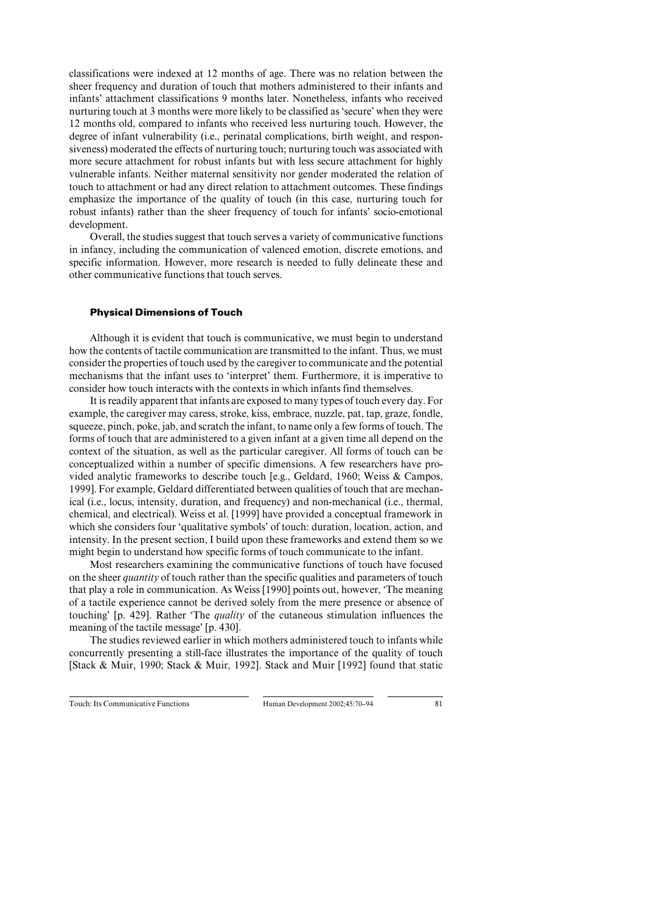classifications were indexed at 12 months of age. There was no relation between the sheer frequency and duration of touch that mothers administered to their infants and infants' attachment classifications 9 months later. Nonetheless, infants who received nurturing touch at 3 months were more likely to be classified as 'secure' when they were 12 months old, compared to infants who received less nurturing touch. However, the degree of infant vulnerability (i.e., perinatal complications, birth weight, and responsiveness) moderated the effects of nurturing touch; nurturing touch was associated with more secure attachment for robust infants but with less secure attachment for highly vulnerable infants. Neither maternal sensitivity nor gender moderated the relation of touch to attachment or had any direct relation to attachment outcomes. These findings emphasize the importance of the quality of touch (in this case, nurturing touch for robust infants) rather than the sheer frequency of touch for infants' socio-emotional development.

Overall, the studies suggest that touch serves a variety of communicative functions in infancy, including the communication of valenced emotion, discrete emotions, and specific information. However, more research is needed to fully delineate these and other communicative functions that touch serves.

### Physical Dimensions of Touch

Although it is evident that touch is communicative, we must begin to understand how the contents of tactile communication are transmitted to the infant. Thus, we must consider the properties of touch used by the caregiver to communicate and the potential mechanisms that the infant uses to 'interpret' them. Furthermore, it is imperative to consider how touch interacts with the contexts in which infants find themselves.

It is readily apparent that infants are exposed to many types of touch every day. For example, the caregiver may caress, stroke, kiss, embrace, nuzzle, pat, tap, graze, fondle, squeeze, pinch, poke, jab, and scratch the infant, to name only a few forms of touch. The forms of touch that are administered to a given infant at a given time all depend on the context of the situation, as well as the particular caregiver. All forms of touch can be conceptualized within a number of specific dimensions. A few researchers have provided analytic frameworks to describe touch [e.g., Geldard, 1960; Weiss & Campos, 1999]. For example, Geldard differentiated between qualities of touch that are mechanical (i.e., locus, intensity, duration, and frequency) and non-mechanical (i.e., thermal, chemical, and electrical). Weiss et al. [1999] have provided a conceptual framework in which she considers four 'qualitative symbols' of touch: duration, location, action, and intensity. In the present section, I build upon these frameworks and extend them so we might begin to understand how specific forms of touch communicate to the infant.

Most researchers examining the communicative functions of touch have focused on the sheer *quantity* of touch rather than the specific qualities and parameters of touch that play a role in communication. As Weiss [1990] points out, however, 'The meaning of a tactile experience cannot be derived solely from the mere presence or absence of touching' [p. 429]. Rather 'The *quality* of the cutaneous stimulation influences the meaning of the tactile message' [p. 430].

The studies reviewed earlier in which mothers administered touch to infants while concurrently presenting a still-face illustrates the importance of the quality of touch [Stack & Muir, 1990; Stack & Muir, 1992]. Stack and Muir [1992] found that static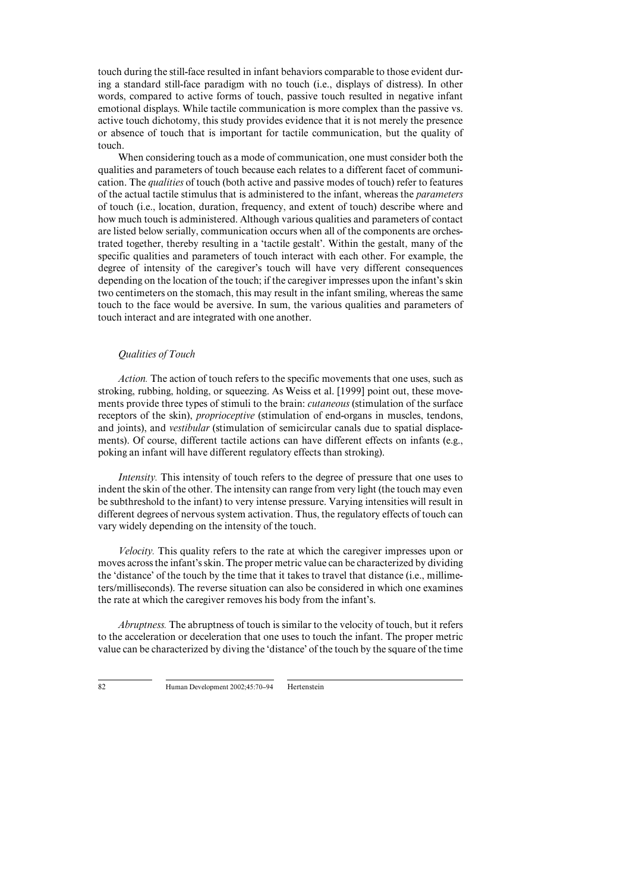touch during the still-face resulted in infant behaviors comparable to those evident during a standard still-face paradigm with no touch (i.e., displays of distress). In other words, compared to active forms of touch, passive touch resulted in negative infant emotional displays. While tactile communication is more complex than the passive vs. active touch dichotomy, this study provides evidence that it is not merely the presence or absence of touch that is important for tactile communication, but the quality of touch.

When considering touch as a mode of communication, one must consider both the qualities and parameters of touch because each relates to a different facet of communication. The *qualities* of touch (both active and passive modes of touch) refer to features of the actual tactile stimulus that is administered to the infant, whereas the *parameters* of touch (i.e., location, duration, frequency, and extent of touch) describe where and how much touch is administered. Although various qualities and parameters of contact are listed below serially, communication occurs when all of the components are orchestrated together, thereby resulting in a 'tactile gestalt'. Within the gestalt, many of the specific qualities and parameters of touch interact with each other. For example, the degree of intensity of the caregiver's touch will have very different consequences depending on the location of the touch; if the caregiver impresses upon the infant's skin two centimeters on the stomach, this may result in the infant smiling, whereas the same touch to the face would be aversive. In sum, the various qualities and parameters of touch interact and are integrated with one another.

### *Qualities of Touch*

*Action.* The action of touch refers to the specific movements that one uses, such as stroking, rubbing, holding, or squeezing. As Weiss et al. [1999] point out, these movements provide three types of stimuli to the brain: *cutaneous* (stimulation of the surface receptors of the skin), *proprioceptive* (stimulation of end-organs in muscles, tendons, and joints), and *vestibular* (stimulation of semicircular canals due to spatial displacements). Of course, different tactile actions can have different effects on infants (e.g., poking an infant will have different regulatory effects than stroking).

*Intensity.* This intensity of touch refers to the degree of pressure that one uses to indent the skin of the other. The intensity can range from very light (the touch may even be subthreshold to the infant) to very intense pressure. Varying intensities will result in different degrees of nervous system activation. Thus, the regulatory effects of touch can vary widely depending on the intensity of the touch.

*Velocity.* This quality refers to the rate at which the caregiver impresses upon or moves across the infant's skin. The proper metric value can be characterized by dividing the 'distance' of the touch by the time that it takes to travel that distance (i.e., millimeters/milliseconds). The reverse situation can also be considered in which one examines the rate at which the caregiver removes his body from the infant's.

*Abruptness.* The abruptness of touch is similar to the velocity of touch, but it refers to the acceleration or deceleration that one uses to touch the infant. The proper metric value can be characterized by diving the 'distance' of the touch by the square of the time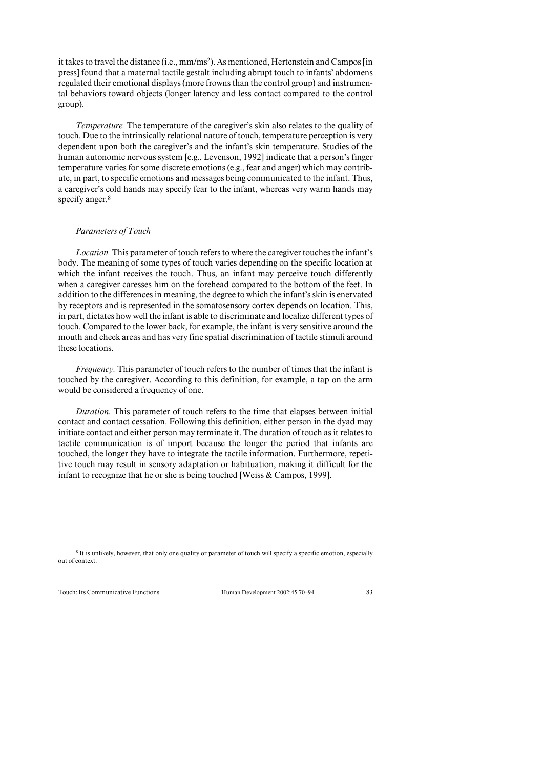it takes to travel the distance (i.e., $mm/ms^2$). As mentioned, Hertenstein and Campos [in press] found that a maternal tactile gestalt including abrupt touch to infants' abdomens regulated their emotional displays (more frowns than the control group) and instrumental behaviors toward objects (longer latency and less contact compared to the control group).

*Temperature.* The temperature of the caregiver's skin also relates to the quality of touch. Due to the intrinsically relational nature of touch, temperature perception is very dependent upon both the caregiver's and the infant's skin temperature. Studies of the human autonomic nervous system [e.g., Levenson, 1992] indicate that a person's finger temperature varies for some discrete emotions (e.g., fear and anger) which may contribute, in part, to specific emotions and messages being communicated to the infant. Thus, a caregiver's cold hands may specify fear to the infant, whereas very warm hands may specify anger.[8]

### *Parameters of Touch*

*Location.* This parameter of touch refers to where the caregiver touches the infant's body. The meaning of some types of touch varies depending on the specific location at which the infant receives the touch. Thus, an infant may perceive touch differently when a caregiver caresses him on the forehead compared to the bottom of the feet. In addition to the differences in meaning, the degree to which the infant's skin is enervated by receptors and is represented in the somatosensory cortex depends on location. This, in part, dictates how well the infant is able to discriminate and localize different types of touch. Compared to the lower back, for example, the infant is very sensitive around the mouth and cheek areas and has very fine spatial discrimination of tactile stimuli around these locations.

*Frequency.* This parameter of touch refers to the number of times that the infant is touched by the caregiver. According to this definition, for example, a tap on the arm would be considered a frequency of one.

*Duration.* This parameter of touch refers to the time that elapses between initial contact and contact cessation. Following this definition, either person in the dyad may initiate contact and either person may terminate it. The duration of touch as it relates to tactile communication is of import because the longer the period that infants are touched, the longer they have to integrate the tactile information. Furthermore, repetitive touch may result in sensory adaptation or habituation, making it difficult for the infant to recognize that he or she is being touched [Weiss & Campos, 1999].

[8] It is unlikely, however, that only one quality or parameter of touch will specify a specific emotion, especially out of context.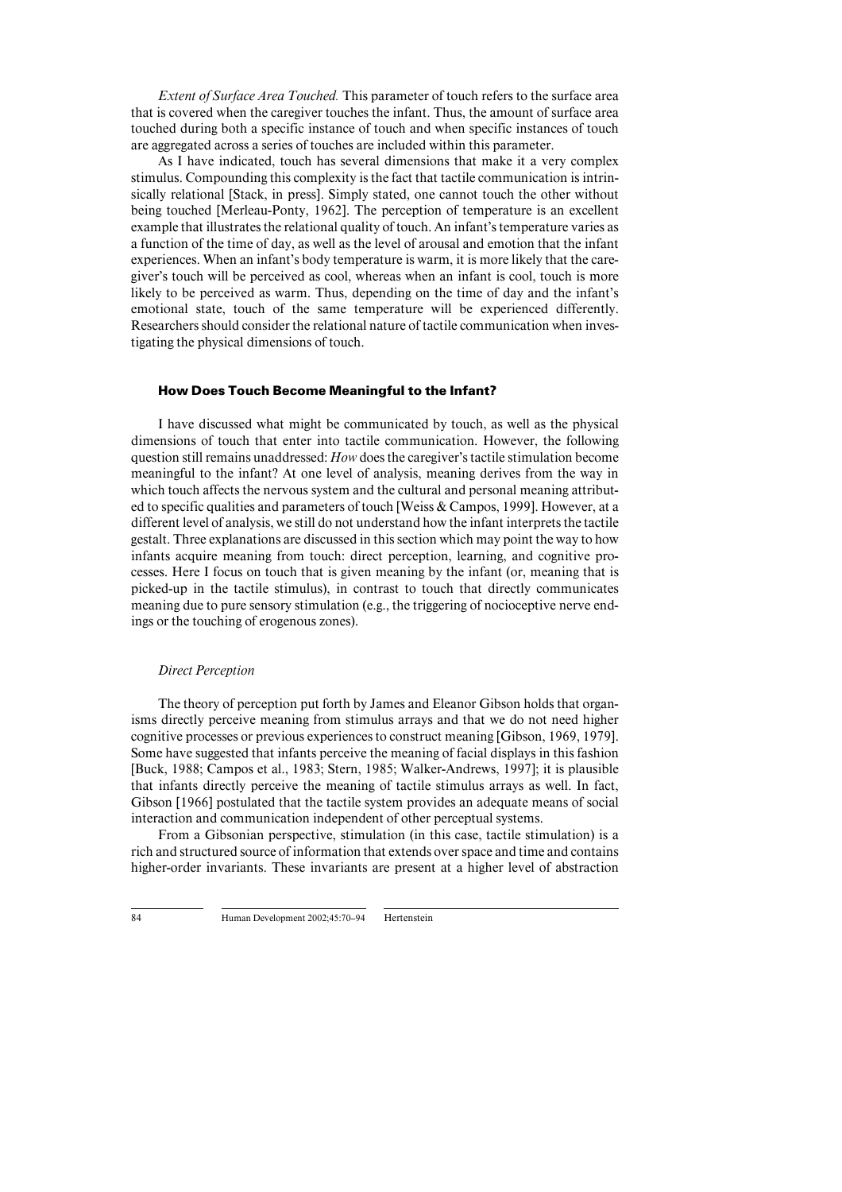*Extent of Surface Area Touched.* This parameter of touch refers to the surface area that is covered when the caregiver touches the infant. Thus, the amount of surface area touched during both a specific instance of touch and when specific instances of touch are aggregated across a series of touches are included within this parameter.

As I have indicated, touch has several dimensions that make it a very complex stimulus. Compounding this complexity is the fact that tactile communication is intrinsically relational [Stack, in press]. Simply stated, one cannot touch the other without being touched [Merleau-Ponty, 1962]. The perception of temperature is an excellent example that illustrates the relational quality of touch. An infant's temperature varies as a function of the time of day, as well as the level of arousal and emotion that the infant experiences. When an infant's body temperature is warm, it is more likely that the caregiver's touch will be perceived as cool, whereas when an infant is cool, touch is more likely to be perceived as warm. Thus, depending on the time of day and the infant's emotional state, touch of the same temperature will be experienced differently. Researchers should consider the relational nature of tactile communication when investigating the physical dimensions of touch.

### How Does Touch Become Meaningful to the Infant?

I have discussed what might be communicated by touch, as well as the physical dimensions of touch that enter into tactile communication. However, the following question still remains unaddressed: *How* does the caregiver's tactile stimulation become meaningful to the infant? At one level of analysis, meaning derives from the way in which touch affects the nervous system and the cultural and personal meaning attributed to specific qualities and parameters of touch [Weiss & Campos, 1999]. However, at a different level of analysis, we still do not understand how the infant interprets the tactile gestalt. Three explanations are discussed in this section which may point the way to how infants acquire meaning from touch: direct perception, learning, and cognitive processes. Here I focus on touch that is given meaning by the infant (or, meaning that is picked-up in the tactile stimulus), in contrast to touch that directly communicates meaning due to pure sensory stimulation (e.g., the triggering of nocioceptive nerve endings or the touching of erogenous zones).

#### *Direct Perception*

The theory of perception put forth by James and Eleanor Gibson holds that organisms directly perceive meaning from stimulus arrays and that we do not need higher cognitive processes or previous experiences to construct meaning [Gibson, 1969, 1979]. Some have suggested that infants perceive the meaning of facial displays in this fashion [Buck, 1988; Campos et al., 1983; Stern, 1985; Walker-Andrews, 1997]; it is plausible that infants directly perceive the meaning of tactile stimulus arrays as well. In fact, Gibson [1966] postulated that the tactile system provides an adequate means of social interaction and communication independent of other perceptual systems.

From a Gibsonian perspective, stimulation (in this case, tactile stimulation) is a rich and structured source of information that extends over space and time and contains higher-order invariants. These invariants are present at a higher level of abstraction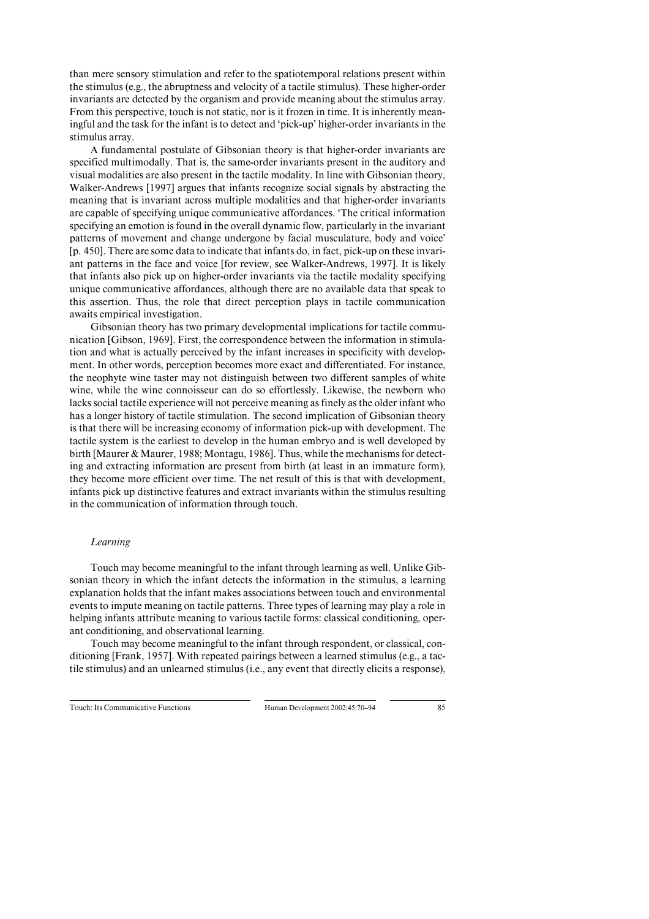than mere sensory stimulation and refer to the spatiotemporal relations present within the stimulus (e.g., the abruptness and velocity of a tactile stimulus). These higher-order invariants are detected by the organism and provide meaning about the stimulus array. From this perspective, touch is not static, nor is it frozen in time. It is inherently meaningful and the task for the infant is to detect and 'pick-up' higher-order invariants in the stimulus array.

A fundamental postulate of Gibsonian theory is that higher-order invariants are specified multimodally. That is, the same-order invariants present in the auditory and visual modalities are also present in the tactile modality. In line with Gibsonian theory, Walker-Andrews [1997] argues that infants recognize social signals by abstracting the meaning that is invariant across multiple modalities and that higher-order invariants are capable of specifying unique communicative affordances. 'The critical information specifying an emotion is found in the overall dynamic flow, particularly in the invariant patterns of movement and change undergone by facial musculature, body and voice' [p. 450]. There are some data to indicate that infants do, in fact, pick-up on these invariant patterns in the face and voice [for review, see Walker-Andrews, 1997]. It is likely that infants also pick up on higher-order invariants via the tactile modality specifying unique communicative affordances, although there are no available data that speak to this assertion. Thus, the role that direct perception plays in tactile communication awaits empirical investigation.

Gibsonian theory has two primary developmental implications for tactile communication [Gibson, 1969]. First, the correspondence between the information in stimulation and what is actually perceived by the infant increases in specificity with development. In other words, perception becomes more exact and differentiated. For instance, the neophyte wine taster may not distinguish between two different samples of white wine, while the wine connoisseur can do so effortlessly. Likewise, the newborn who lacks social tactile experience will not perceive meaning as finely as the older infant who has a longer history of tactile stimulation. The second implication of Gibsonian theory is that there will be increasing economy of information pick-up with development. The tactile system is the earliest to develop in the human embryo and is well developed by birth [Maurer & Maurer, 1988; Montagu, 1986]. Thus, while the mechanisms for detecting and extracting information are present from birth (at least in an immature form), they become more efficient over time. The net result of this is that with development, infants pick up distinctive features and extract invariants within the stimulus resulting in the communication of information through touch.

### *Learning*

Touch may become meaningful to the infant through learning as well. Unlike Gibsonian theory in which the infant detects the information in the stimulus, a learning explanation holds that the infant makes associations between touch and environmental events to impute meaning on tactile patterns. Three types of learning may play a role in helping infants attribute meaning to various tactile forms: classical conditioning, operant conditioning, and observational learning.

Touch may become meaningful to the infant through respondent, or classical, conditioning [Frank, 1957]. With repeated pairings between a learned stimulus (e.g., a tactile stimulus) and an unlearned stimulus (i.e., any event that directly elicits a response),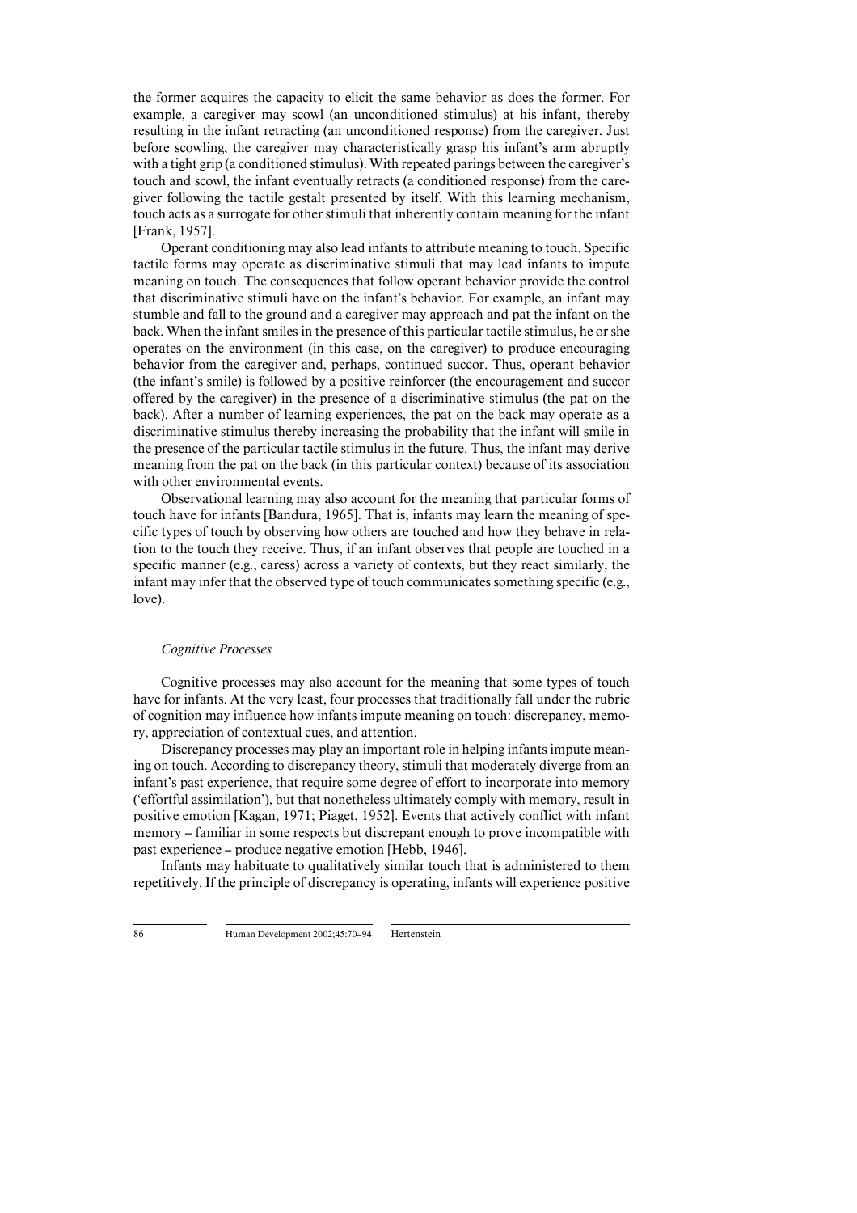the former acquires the capacity to elicit the same behavior as does the former. For example, a caregiver may scowl (an unconditioned stimulus) at his infant, thereby resulting in the infant retracting (an unconditioned response) from the caregiver. Just before scowling, the caregiver may characteristically grasp his infant's arm abruptly with a tight grip (a conditioned stimulus). With repeated parings between the caregiver's touch and scowl, the infant eventually retracts (a conditioned response) from the caregiver following the tactile gestalt presented by itself. With this learning mechanism, touch acts as a surrogate for other stimuli that inherently contain meaning for the infant [Frank, 1957].

Operant conditioning may also lead infants to attribute meaning to touch. Specific tactile forms may operate as discriminative stimuli that may lead infants to impute meaning on touch. The consequences that follow operant behavior provide the control that discriminative stimuli have on the infant's behavior. For example, an infant may stumble and fall to the ground and a caregiver may approach and pat the infant on the back. When the infant smiles in the presence of this particular tactile stimulus, he or she operates on the environment (in this case, on the caregiver) to produce encouraging behavior from the caregiver and, perhaps, continued succor. Thus, operant behavior (the infant's smile) is followed by a positive reinforcer (the encouragement and succor offered by the caregiver) in the presence of a discriminative stimulus (the pat on the back). After a number of learning experiences, the pat on the back may operate as a discriminative stimulus thereby increasing the probability that the infant will smile in the presence of the particular tactile stimulus in the future. Thus, the infant may derive meaning from the pat on the back (in this particular context) because of its association with other environmental events.

Observational learning may also account for the meaning that particular forms of touch have for infants [Bandura, 1965]. That is, infants may learn the meaning of specific types of touch by observing how others are touched and how they behave in relation to the touch they receive. Thus, if an infant observes that people are touched in a specific manner (e.g., caress) across a variety of contexts, but they react similarly, the infant may infer that the observed type of touch communicates something specific (e.g., love).

### *Cognitive Processes*

Cognitive processes may also account for the meaning that some types of touch have for infants. At the very least, four processes that traditionally fall under the rubric of cognition may influence how infants impute meaning on touch: discrepancy, memory, appreciation of contextual cues, and attention.

Discrepancy processes may play an important role in helping infants impute meaning on touch. According to discrepancy theory, stimuli that moderately diverge from an infant's past experience, that require some degree of effort to incorporate into memory ('effortful assimilation'), but that nonetheless ultimately comply with memory, result in positive emotion [Kagan, 1971; Piaget, 1952]. Events that actively conflict with infant memory – familiar in some respects but discrepant enough to prove incompatible with past experience – produce negative emotion [Hebb, 1946].

Infants may habituate to qualitatively similar touch that is administered to them repetitively. If the principle of discrepancy is operating, infants will experience positive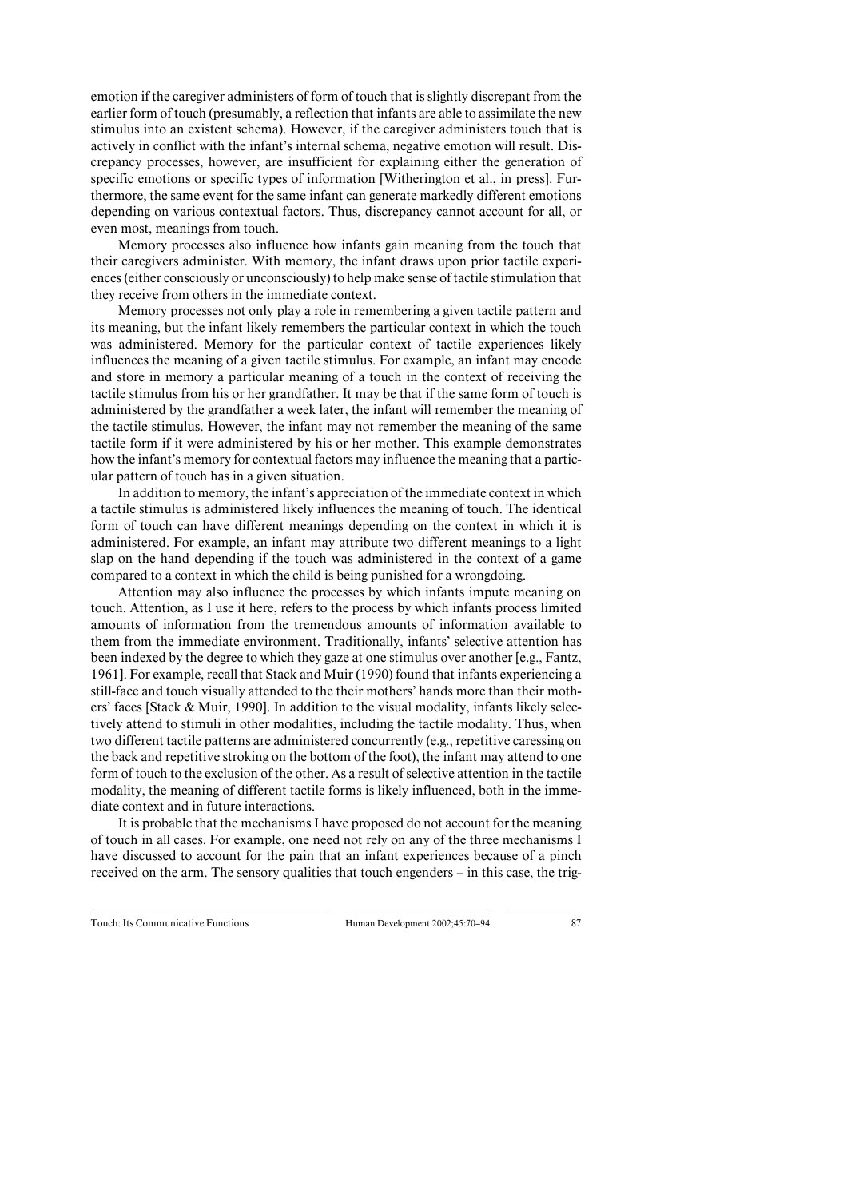emotion if the caregiver administers of form of touch that is slightly discrepant from the earlier form of touch (presumably, a reflection that infants are able to assimilate the new stimulus into an existent schema). However, if the caregiver administers touch that is actively in conflict with the infant's internal schema, negative emotion will result. Discrepancy processes, however, are insufficient for explaining either the generation of specific emotions or specific types of information [Witherington et al., in press]. Furthermore, the same event for the same infant can generate markedly different emotions depending on various contextual factors. Thus, discrepancy cannot account for all, or even most, meanings from touch.

Memory processes also influence how infants gain meaning from the touch that their caregivers administer. With memory, the infant draws upon prior tactile experiences (either consciously or unconsciously) to help make sense of tactile stimulation that they receive from others in the immediate context.

Memory processes not only play a role in remembering a given tactile pattern and its meaning, but the infant likely remembers the particular context in which the touch was administered. Memory for the particular context of tactile experiences likely influences the meaning of a given tactile stimulus. For example, an infant may encode and store in memory a particular meaning of a touch in the context of receiving the tactile stimulus from his or her grandfather. It may be that if the same form of touch is administered by the grandfather a week later, the infant will remember the meaning of the tactile stimulus. However, the infant may not remember the meaning of the same tactile form if it were administered by his or her mother. This example demonstrates how the infant's memory for contextual factors may influence the meaning that a particular pattern of touch has in a given situation.

In addition to memory, the infant's appreciation of the immediate context in which a tactile stimulus is administered likely influences the meaning of touch. The identical form of touch can have different meanings depending on the context in which it is administered. For example, an infant may attribute two different meanings to a light slap on the hand depending if the touch was administered in the context of a game compared to a context in which the child is being punished for a wrongdoing.

Attention may also influence the processes by which infants impute meaning on touch. Attention, as I use it here, refers to the process by which infants process limited amounts of information from the tremendous amounts of information available to them from the immediate environment. Traditionally, infants' selective attention has been indexed by the degree to which they gaze at one stimulus over another [e.g., Fantz, 1961]. For example, recall that Stack and Muir (1990) found that infants experiencing a still-face and touch visually attended to the their mothers' hands more than their mothers' faces [Stack & Muir, 1990]. In addition to the visual modality, infants likely selectively attend to stimuli in other modalities, including the tactile modality. Thus, when two different tactile patterns are administered concurrently (e.g., repetitive caressing on the back and repetitive stroking on the bottom of the foot), the infant may attend to one form of touch to the exclusion of the other. As a result of selective attention in the tactile modality, the meaning of different tactile forms is likely influenced, both in the immediate context and in future interactions.

It is probable that the mechanisms I have proposed do not account for the meaning of touch in all cases. For example, one need not rely on any of the three mechanisms I have discussed to account for the pain that an infant experiences because of a pinch received on the arm. The sensory qualities that touch engenders – in this case, the trig-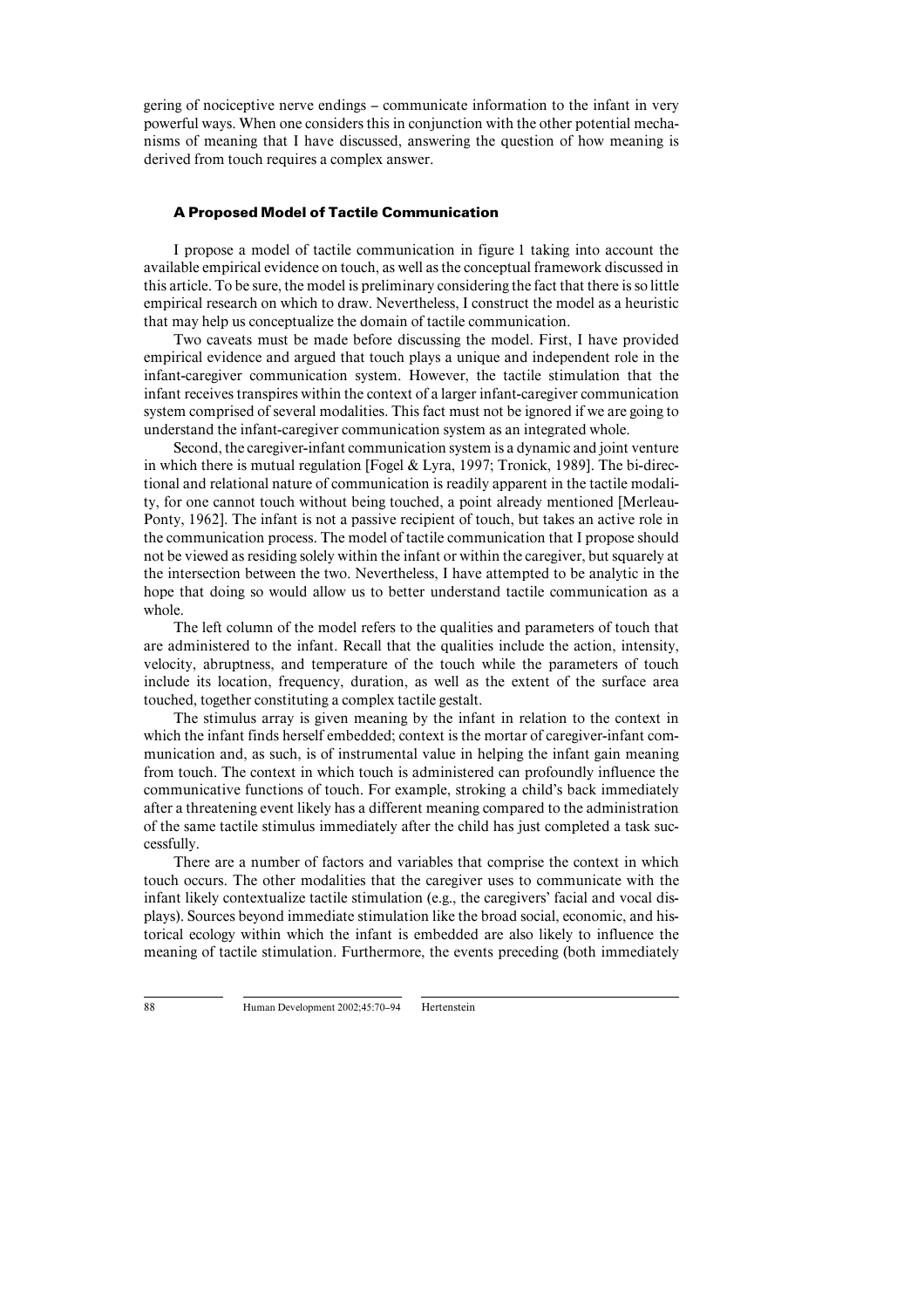gering of nociceptive nerve endings – communicate information to the infant in very powerful ways. When one considers this in conjunction with the other potential mechanisms of meaning that I have discussed, answering the question of how meaning is derived from touch requires a complex answer.

### A Proposed Model of Tactile Communication

I propose a model of tactile communication in figure 1 taking into account the available empirical evidence on touch, as well as the conceptual framework discussed in this article. To be sure, the model is preliminary considering the fact that there is so little empirical research on which to draw. Nevertheless, I construct the model as a heuristic that may help us conceptualize the domain of tactile communication.

Two caveats must be made before discussing the model. First, I have provided empirical evidence and argued that touch plays a unique and independent role in the infant-caregiver communication system. However, the tactile stimulation that the infant receives transpires within the context of a larger infant-caregiver communication system comprised of several modalities. This fact must not be ignored if we are going to understand the infant-caregiver communication system as an integrated whole.

Second, the caregiver-infant communication system is a dynamic and joint venture in which there is mutual regulation [Fogel & Lyra, 1997; Tronick, 1989]. The bi-directional and relational nature of communication is readily apparent in the tactile modality, for one cannot touch without being touched, a point already mentioned [Merleau-Ponty, 1962]. The infant is not a passive recipient of touch, but takes an active role in the communication process. The model of tactile communication that I propose should not be viewed as residing solely within the infant or within the caregiver, but squarely at the intersection between the two. Nevertheless, I have attempted to be analytic in the hope that doing so would allow us to better understand tactile communication as a whole.

The left column of the model refers to the qualities and parameters of touch that are administered to the infant. Recall that the qualities include the action, intensity, velocity, abruptness, and temperature of the touch while the parameters of touch include its location, frequency, duration, as well as the extent of the surface area touched, together constituting a complex tactile gestalt.

The stimulus array is given meaning by the infant in relation to the context in which the infant finds herself embedded; context is the mortar of caregiver-infant communication and, as such, is of instrumental value in helping the infant gain meaning from touch. The context in which touch is administered can profoundly influence the communicative functions of touch. For example, stroking a child's back immediately after a threatening event likely has a different meaning compared to the administration of the same tactile stimulus immediately after the child has just completed a task successfully.

There are a number of factors and variables that comprise the context in which touch occurs. The other modalities that the caregiver uses to communicate with the infant likely contextualize tactile stimulation (e.g., the caregivers' facial and vocal displays). Sources beyond immediate stimulation like the broad social, economic, and historical ecology within which the infant is embedded are also likely to influence the meaning of tactile stimulation. Furthermore, the events preceding (both immediately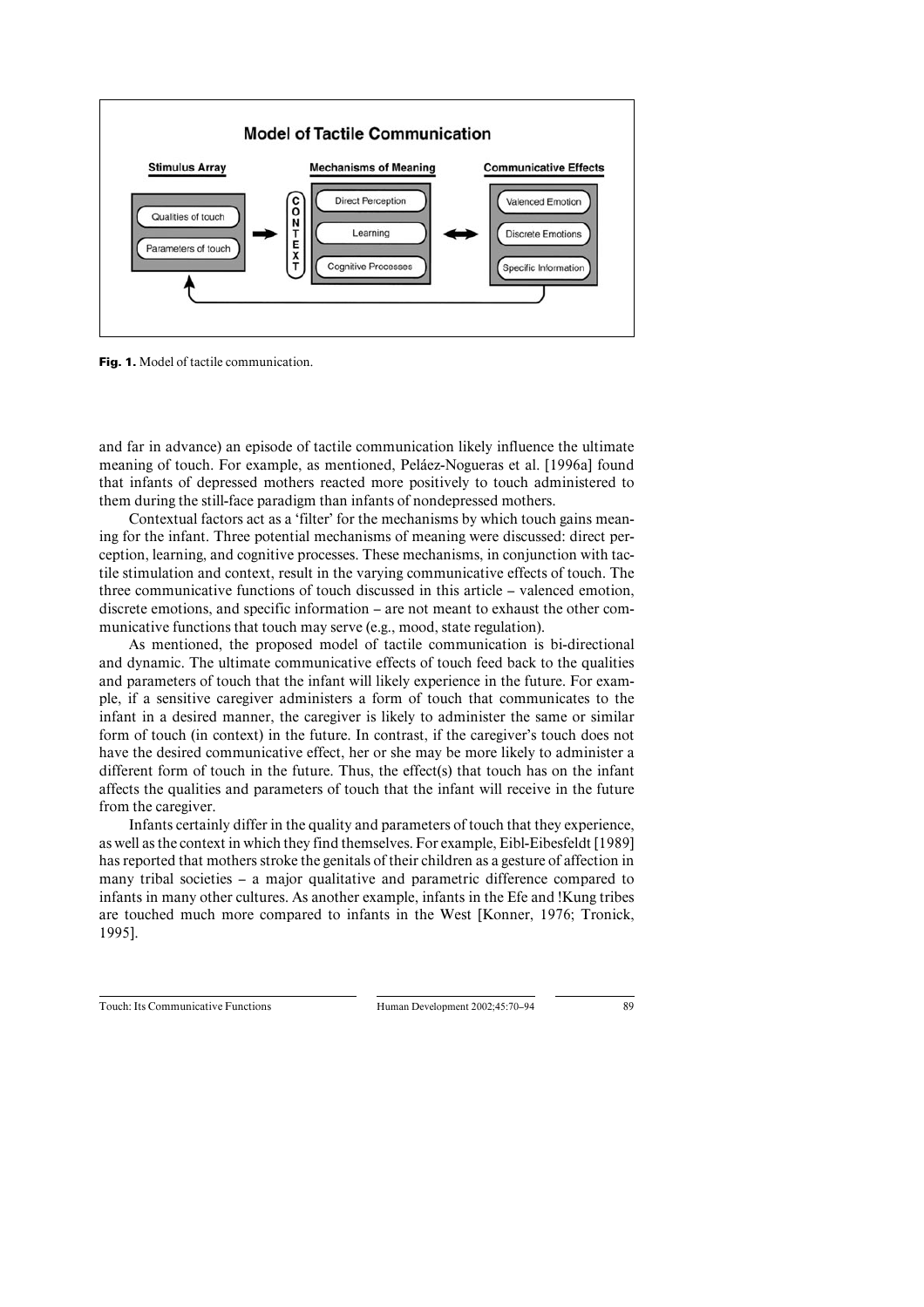**Model of Tactile Communication**

| Stimulus Array | | Mechanisms of Meaning | | Communicative Effects |
|---|---|---|---|---|
| Qualities of touch | C O N T E X T | Direct Perception | ↔ | Valenced Emotion |
| Parameters of touch | | Learning | | Discrete Emotions |
| | | Cognitive Processes | | Specific Information |

**Fig. 1.** Model of tactile communication.

and far in advance) an episode of tactile communication likely influence the ultimate meaning of touch. For example, as mentioned, Peláez-Nogueras et al. [1996a] found that infants of depressed mothers reacted more positively to touch administered to them during the still-face paradigm than infants of nondepressed mothers.

Contextual factors act as a 'filter' for the mechanisms by which touch gains meaning for the infant. Three potential mechanisms of meaning were discussed: direct perception, learning, and cognitive processes. These mechanisms, in conjunction with tactile stimulation and context, result in the varying communicative effects of touch. The three communicative functions of touch discussed in this article – valenced emotion, discrete emotions, and specific information – are not meant to exhaust the other communicative functions that touch may serve (e.g., mood, state regulation).

As mentioned, the proposed model of tactile communication is bi-directional and dynamic. The ultimate communicative effects of touch feed back to the qualities and parameters of touch that the infant will likely experience in the future. For example, if a sensitive caregiver administers a form of touch that communicates to the infant in a desired manner, the caregiver is likely to administer the same or similar form of touch (in context) in the future. In contrast, if the caregiver's touch does not have the desired communicative effect, her or she may be more likely to administer a different form of touch in the future. Thus, the effect(s) that touch has on the infant affects the qualities and parameters of touch that the infant will receive in the future from the caregiver.

Infants certainly differ in the quality and parameters of touch that they experience, as well as the context in which they find themselves. For example, Eibl-Eibesfeldt [1989] has reported that mothers stroke the genitals of their children as a gesture of affection in many tribal societies – a major qualitative and parametric difference compared to infants in many other cultures. As another example, infants in the Efe and !Kung tribes are touched much more compared to infants in the West [Konner, 1976; Tronick, 1995].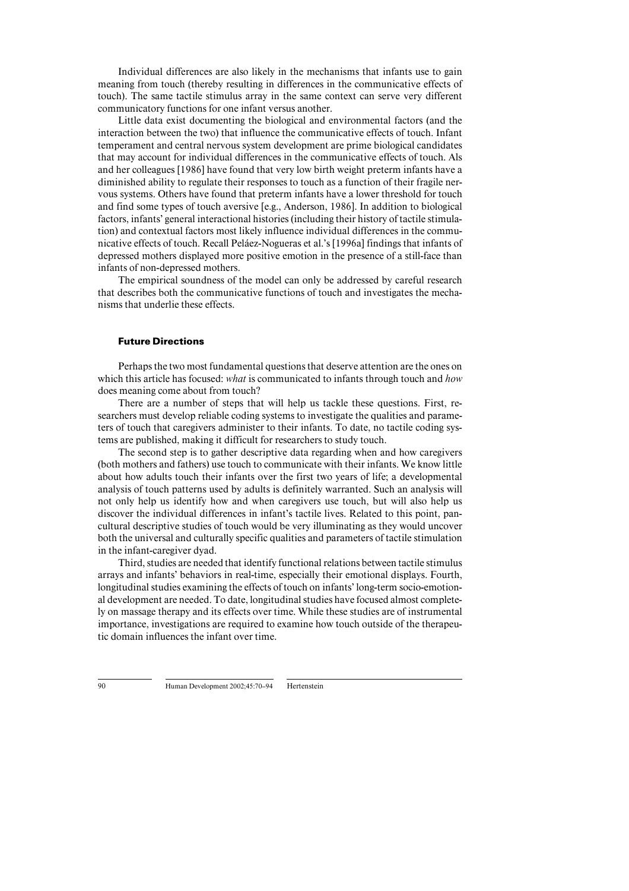Individual differences are also likely in the mechanisms that infants use to gain meaning from touch (thereby resulting in differences in the communicative effects of touch). The same tactile stimulus array in the same context can serve very different communicatory functions for one infant versus another.

Little data exist documenting the biological and environmental factors (and the interaction between the two) that influence the communicative effects of touch. Infant temperament and central nervous system development are prime biological candidates that may account for individual differences in the communicative effects of touch. Als and her colleagues [1986] have found that very low birth weight preterm infants have a diminished ability to regulate their responses to touch as a function of their fragile nervous systems. Others have found that preterm infants have a lower threshold for touch and find some types of touch aversive [e.g., Anderson, 1986]. In addition to biological factors, infants' general interactional histories (including their history of tactile stimulation) and contextual factors most likely influence individual differences in the communicative effects of touch. Recall Peláez-Nogueras et al.'s [1996a] findings that infants of depressed mothers displayed more positive emotion in the presence of a still-face than infants of non-depressed mothers.

The empirical soundness of the model can only be addressed by careful research that describes both the communicative functions of touch and investigates the mechanisms that underlie these effects.

## Future Directions

Perhaps the two most fundamental questions that deserve attention are the ones on which this article has focused: *what* is communicated to infants through touch and *how* does meaning come about from touch?

There are a number of steps that will help us tackle these questions. First, researchers must develop reliable coding systems to investigate the qualities and parameters of touch that caregivers administer to their infants. To date, no tactile coding systems are published, making it difficult for researchers to study touch.

The second step is to gather descriptive data regarding when and how caregivers (both mothers and fathers) use touch to communicate with their infants. We know little about how adults touch their infants over the first two years of life; a developmental analysis of touch patterns used by adults is definitely warranted. Such an analysis will not only help us identify how and when caregivers use touch, but will also help us discover the individual differences in infant's tactile lives. Related to this point, pancultural descriptive studies of touch would be very illuminating as they would uncover both the universal and culturally specific qualities and parameters of tactile stimulation in the infant-caregiver dyad.

Third, studies are needed that identify functional relations between tactile stimulus arrays and infants' behaviors in real-time, especially their emotional displays. Fourth, longitudinal studies examining the effects of touch on infants' long-term socio-emotional development are needed. To date, longitudinal studies have focused almost completely on massage therapy and its effects over time. While these studies are of instrumental importance, investigations are required to examine how touch outside of the therapeutic domain influences the infant over time.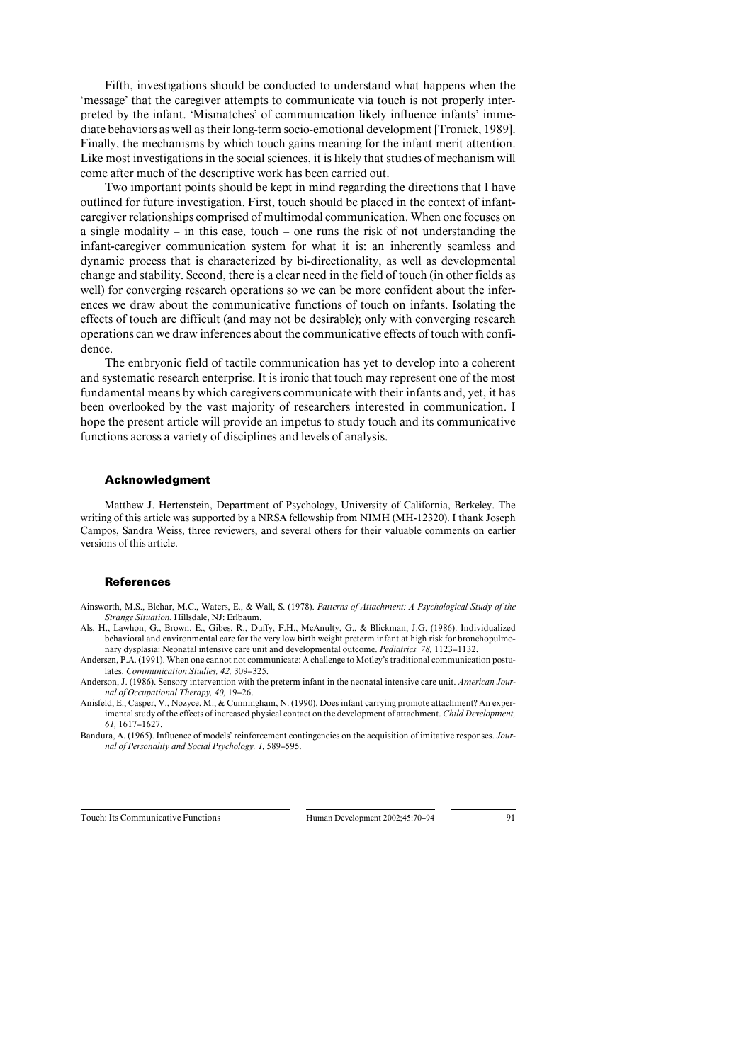Fifth, investigations should be conducted to understand what happens when the 'message' that the caregiver attempts to communicate via touch is not properly interpreted by the infant. 'Mismatches' of communication likely influence infants' immediate behaviors as well as their long-term socio-emotional development [Tronick, 1989]. Finally, the mechanisms by which touch gains meaning for the infant merit attention. Like most investigations in the social sciences, it is likely that studies of mechanism will come after much of the descriptive work has been carried out.

Two important points should be kept in mind regarding the directions that I have outlined for future investigation. First, touch should be placed in the context of infant-caregiver relationships comprised of multimodal communication. When one focuses on a single modality – in this case, touch – one runs the risk of not understanding the infant-caregiver communication system for what it is: an inherently seamless and dynamic process that is characterized by bi-directionality, as well as developmental change and stability. Second, there is a clear need in the field of touch (in other fields as well) for converging research operations so we can be more confident about the inferences we draw about the communicative functions of touch on infants. Isolating the effects of touch are difficult (and may not be desirable); only with converging research operations can we draw inferences about the communicative effects of touch with confidence.

The embryonic field of tactile communication has yet to develop into a coherent and systematic research enterprise. It is ironic that touch may represent one of the most fundamental means by which caregivers communicate with their infants and, yet, it has been overlooked by the vast majority of researchers interested in communication. I hope the present article will provide an impetus to study touch and its communicative functions across a variety of disciplines and levels of analysis.

## Acknowledgment

Matthew J. Hertenstein, Department of Psychology, University of California, Berkeley. The writing of this article was supported by a NRSA fellowship from NIMH (MH-12320). I thank Joseph Campos, Sandra Weiss, three reviewers, and several others for their valuable comments on earlier versions of this article.

## References

Ainsworth, M.S., Blehar, M.C., Waters, E., & Wall, S. (1978). *Patterns of Attachment: A Psychological Study of the Strange Situation.* Hillsdale, NJ: Erlbaum.

Als, H., Lawhon, G., Brown, E., Gibes, R., Duffy, F.H., McAnulty, G., & Blickman, J.G. (1986). Individualized behavioral and environmental care for the very low birth weight preterm infant at high risk for bronchopulmonary dysplasia: Neonatal intensive care unit and developmental outcome. *Pediatrics, 78,* 1123–1132.

Andersen, P.A. (1991). When one cannot not communicate: A challenge to Motley's traditional communication postulates. *Communication Studies, 42,* 309–325.

Anderson, J. (1986). Sensory intervention with the preterm infant in the neonatal intensive care unit. *American Journal of Occupational Therapy, 40,* 19–26.

Anisfeld, E., Casper, V., Nozyce, M., & Cunningham, N. (1990). Does infant carrying promote attachment? An experimental study of the effects of increased physical contact on the development of attachment. *Child Development, 61,* 1617–1627.

Bandura, A. (1965). Influence of models' reinforcement contingencies on the acquisition of imitative responses. *Journal of Personality and Social Psychology, 1,* 589–595.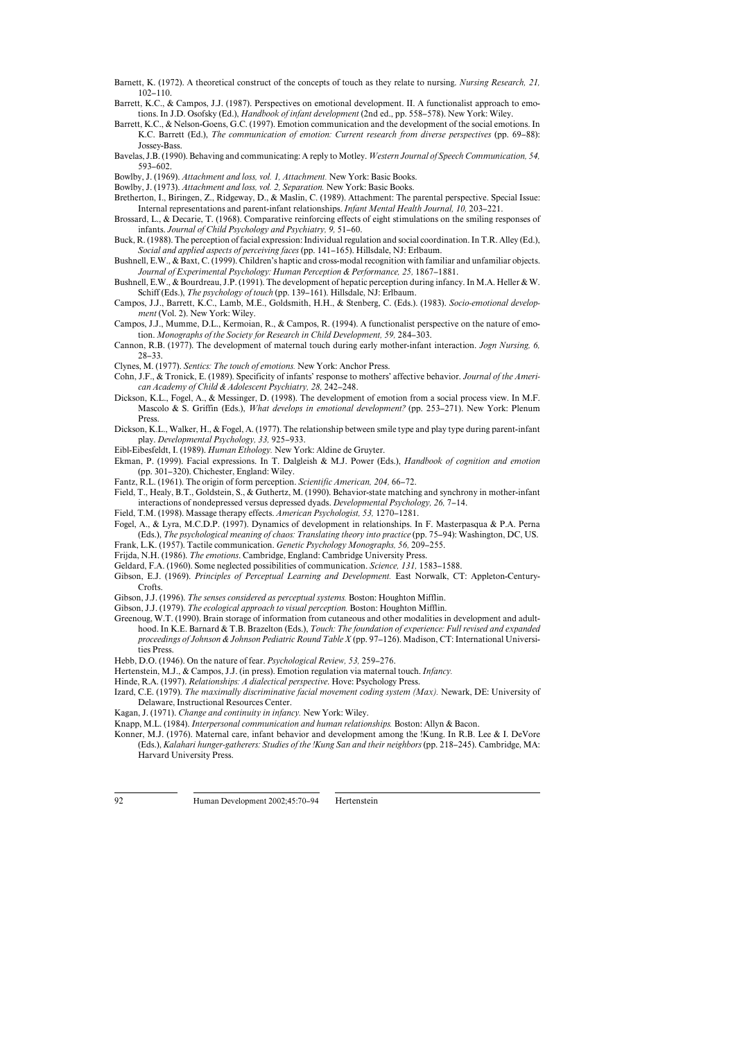Barnett, K. (1972). A theoretical construct of the concepts of touch as they relate to nursing. *Nursing Research, 21,* 102–110.

Barrett, K.C., & Campos, J.J. (1987). Perspectives on emotional development. II. A functionalist approach to emotions. In J.D. Osofsky (Ed.), *Handbook of infant development* (2nd ed., pp. 558–578). New York: Wiley.

Barrett, K.C., & Nelson-Goens, G.C. (1997). Emotion communication and the development of the social emotions. In K.C. Barrett (Ed.), *The communication of emotion: Current research from diverse perspectives* (pp. 69–88): Jossey-Bass.

Bavelas, J.B. (1990). Behaving and communicating: A reply to Motley. *Western Journal of Speech Communication, 54,* 593–602.

Bowlby, J. (1969). *Attachment and loss, vol. 1, Attachment.* New York: Basic Books.

Bowlby, J. (1973). *Attachment and loss, vol. 2, Separation.* New York: Basic Books.

Bretherton, I., Biringen, Z., Ridgeway, D., & Maslin, C. (1989). Attachment: The parental perspective. Special Issue: Internal representations and parent-infant relationships. *Infant Mental Health Journal, 10,* 203–221.

Brossard, L., & Decarie, T. (1968). Comparative reinforcing effects of eight stimulations on the smiling responses of infants. *Journal of Child Psychology and Psychiatry, 9,* 51–60.

Buck, R. (1988). The perception of facial expression: Individual regulation and social coordination. In T.R. Alley (Ed.), *Social and applied aspects of perceiving faces* (pp. 141–165). Hillsdale, NJ: Erlbaum.

Bushnell, E.W., & Baxt, C. (1999). Children's haptic and cross-modal recognition with familiar and unfamiliar objects. *Journal of Experimental Psychology: Human Perception & Performance, 25,* 1867–1881.

Bushnell, E.W., & Bourdreau, J.P. (1991). The development of hepatic perception during infancy. In M.A. Heller & W. Schiff (Eds.), *The psychology of touch* (pp. 139–161). Hillsdale, NJ: Erlbaum.

Campos, J.J., Barrett, K.C., Lamb, M.E., Goldsmith, H.H., & Stenberg, C. (Eds.). (1983). *Socio-emotional development* (Vol. 2). New York: Wiley.

Campos, J.J., Mumme, D.L., Kermoian, R., & Campos, R. (1994). A functionalist perspective on the nature of emotion. *Monographs of the Society for Research in Child Development, 59,* 284–303.

Cannon, R.B. (1977). The development of maternal touch during early mother-infant interaction. *Jogn Nursing, 6,* 28–33.

Clynes, M. (1977). *Sentics: The touch of emotions.* New York: Anchor Press.

Cohn, J.F., & Tronick, E. (1989). Specificity of infants' response to mothers' affective behavior. *Journal of the American Academy of Child & Adolescent Psychiatry, 28,* 242–248.

Dickson, K.L., Fogel, A., & Messinger, D. (1998). The development of emotion from a social process view. In M.F. Mascolo & S. Griffin (Eds.), *What develops in emotional development?* (pp. 253–271). New York: Plenum Press.

Dickson, K.L., Walker, H., & Fogel, A. (1977). The relationship between smile type and play type during parent-infant play. *Developmental Psychology, 33,* 925–933.

Eibl-Eibesfeldt, I. (1989). *Human Ethology.* New York: Aldine de Gruyter.

Ekman, P. (1999). Facial expressions. In T. Dalgleish & M.J. Power (Eds.), *Handbook of cognition and emotion* (pp. 301–320). Chichester, England: Wiley.

Fantz, R.L. (1961). The origin of form perception. *Scientific American, 204,* 66–72.

Field, T., Healy, B.T., Goldstein, S., & Guthertz, M. (1990). Behavior-state matching and synchrony in mother-infant interactions of nondepressed versus depressed dyads. *Developmental Psychology, 26,* 7–14.

Field, T.M. (1998). Massage therapy effects. *American Psychologist, 53,* 1270–1281.

Fogel, A., & Lyra, M.C.D.P. (1997). Dynamics of development in relationships. In F. Masterpasqua & P.A. Perna (Eds.), *The psychological meaning of chaos: Translating theory into practice* (pp. 75–94): Washington, DC, US.

Frank, L.K. (1957). Tactile communication. *Genetic Psychology Monographs, 56,* 209–255.

Frijda, N.H. (1986). *The emotions*. Cambridge, England: Cambridge University Press.

Geldard, F.A. (1960). Some neglected possibilities of communication. *Science, 131,* 1583–1588.

Gibson, E.J. (1969). *Principles of Perceptual Learning and Development.* East Norwalk, CT: Appleton-Century-Crofts.

Gibson, J.J. (1996). *The senses considered as perceptual systems.* Boston: Houghton Mifflin.

Gibson, J.J. (1979). *The ecological approach to visual perception.* Boston: Houghton Mifflin.

Greenoug, W.T. (1990). Brain storage of information from cutaneous and other modalities in development and adulthood. In K.E. Barnard & T.B. Brazelton (Eds.), *Touch: The foundation of experience: Full revised and expanded proceedings of Johnson & Johnson Pediatric Round Table X* (pp. 97–126). Madison, CT: International Universities Press.

Hebb, D.O. (1946). On the nature of fear. *Psychological Review, 53,* 259–276.

Hertenstein, M.J., & Campos, J.J. (in press). Emotion regulation via maternal touch. *Infancy.*

Hinde, R.A. (1997). *Relationships: A dialectical perspective*. Hove: Psychology Press.

Izard, C.E. (1979). *The maximally discriminative facial movement coding system (Max).* Newark, DE: University of Delaware, Instructional Resources Center.

Kagan, J. (1971). *Change and continuity in infancy.* New York: Wiley.

Knapp, M.L. (1984). *Interpersonal communication and human relationships.* Boston: Allyn & Bacon.

Konner, M.J. (1976). Maternal care, infant behavior and development among the !Kung. In R.B. Lee & I. DeVore (Eds.), *Kalahari hunger-gatherers: Studies of the !Kung San and their neighbors* (pp. 218–245). Cambridge, MA: Harvard University Press.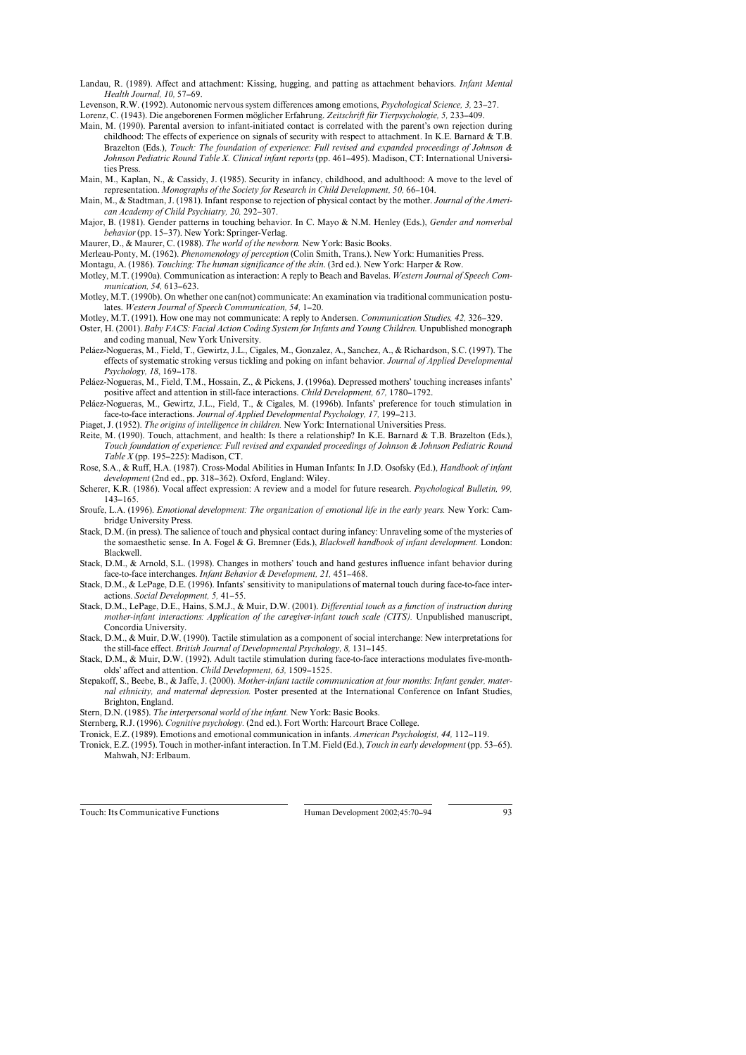Landau, R. (1989). Affect and attachment: Kissing, hugging, and patting as attachment behaviors. *Infant Mental Health Journal, 10,* 57–69.

Levenson, R.W. (1992). Autonomic nervous system differences among emotions, *Psychological Science, 3,* 23–27.

Lorenz, C. (1943). Die angeborenen Formen möglicher Erfahrung. *Zeitschrift für Tierpsychologie, 5,* 233–409.

Main, M. (1990). Parental aversion to infant-initiated contact is correlated with the parent's own rejection during childhood: The effects of experience on signals of security with respect to attachment. In K.E. Barnard & T.B. Brazelton (Eds.), *Touch: The foundation of experience: Full revised and expanded proceedings of Johnson & Johnson Pediatric Round Table X. Clinical infant reports* (pp. 461–495). Madison, CT: International Universities Press.

Main, M., Kaplan, N., & Cassidy, J. (1985). Security in infancy, childhood, and adulthood: A move to the level of representation. *Monographs of the Society for Research in Child Development, 50,* 66–104.

Main, M., & Stadtman, J. (1981). Infant response to rejection of physical contact by the mother. *Journal of the American Academy of Child Psychiatry, 20,* 292–307.

Major, B. (1981). Gender patterns in touching behavior. In C. Mayo & N.M. Henley (Eds.), *Gender and nonverbal behavior* (pp. 15–37). New York: Springer-Verlag.

Maurer, D., & Maurer, C. (1988). *The world of the newborn.* New York: Basic Books.

Merleau-Ponty, M. (1962). *Phenomenology of perception* (Colin Smith, Trans.). New York: Humanities Press.

Montagu, A. (1986). *Touching: The human significance of the skin.* (3rd ed.). New York: Harper & Row.

Motley, M.T. (1990a). Communication as interaction: A reply to Beach and Bavelas. *Western Journal of Speech Communication, 54,* 613–623.

Motley, M.T. (1990b). On whether one can(not) communicate: An examination via traditional communication postulates. *Western Journal of Speech Communication, 54,* 1–20.

Motley, M.T. (1991). How one may not communicate: A reply to Andersen. *Communication Studies, 42,* 326–329.

Oster, H. (2001). *Baby FACS: Facial Action Coding System for Infants and Young Children.* Unpublished monograph and coding manual, New York University.

Peláez-Nogueras, M., Field, T., Gewirtz, J.L., Cigales, M., Gonzalez, A., Sanchez, A., & Richardson, S.C. (1997). The effects of systematic stroking versus tickling and poking on infant behavior. *Journal of Applied Developmental Psychology, 18,* 169–178.

Peláez-Nogueras, M., Field, T.M., Hossain, Z., & Pickens, J. (1996a). Depressed mothers' touching increases infants' positive affect and attention in still-face interactions. *Child Development, 67,* 1780–1792.

Peláez-Nogueras, M., Gewirtz, J.L., Field, T., & Cigales, M. (1996b). Infants' preference for touch stimulation in face-to-face interactions. *Journal of Applied Developmental Psychology, 17,* 199–213.

Piaget, J. (1952). *The origins of intelligence in children.* New York: International Universities Press.

Reite, M. (1990). Touch, attachment, and health: Is there a relationship? In K.E. Barnard & T.B. Brazelton (Eds.), *Touch foundation of experience: Full revised and expanded proceedings of Johnson & Johnson Pediatric Round Table X* (pp. 195–225): Madison, CT.

Rose, S.A., & Ruff, H.A. (1987). Cross-Modal Abilities in Human Infants: In J.D. Osofsky (Ed.), *Handbook of infant development* (2nd ed., pp. 318–362). Oxford, England: Wiley.

Scherer, K.R. (1986). Vocal affect expression: A review and a model for future research. *Psychological Bulletin, 99,* 143–165.

Sroufe, L.A. (1996). *Emotional development: The organization of emotional life in the early years.* New York: Cambridge University Press.

Stack, D.M. (in press). The salience of touch and physical contact during infancy: Unraveling some of the mysteries of the somaesthetic sense. In A. Fogel & G. Bremner (Eds.), *Blackwell handbook of infant development.* London: Blackwell.

Stack, D.M., & Arnold, S.L. (1998). Changes in mothers' touch and hand gestures influence infant behavior during face-to-face interchanges. *Infant Behavior & Development, 21,* 451–468.

Stack, D.M., & LePage, D.E. (1996). Infants' sensitivity to manipulations of maternal touch during face-to-face interactions. *Social Development, 5,* 41–55.

Stack, D.M., LePage, D.E., Hains, S.M.J., & Muir, D.W. (2001). *Differential touch as a function of instruction during mother-infant interactions: Application of the caregiver-infant touch scale (CITS).* Unpublished manuscript, Concordia University.

Stack, D.M., & Muir, D.W. (1990). Tactile stimulation as a component of social interchange: New interpretations for the still-face effect. *British Journal of Developmental Psychology, 8,* 131–145.

Stack, D.M., & Muir, D.W. (1992). Adult tactile stimulation during face-to-face interactions modulates five-month-olds' affect and attention. *Child Development, 63,* 1509–1525.

Stepakoff, S., Beebe, B., & Jaffe, J. (2000). *Mother-infant tactile communication at four months: Infant gender, maternal ethnicity, and maternal depression.* Poster presented at the International Conference on Infant Studies, Brighton, England.

Stern, D.N. (1985). *The interpersonal world of the infant.* New York: Basic Books.

Sternberg, R.J. (1996). *Cognitive psychology.* (2nd ed.). Fort Worth: Harcourt Brace College.

Tronick, E.Z. (1989). Emotions and emotional communication in infants. *American Psychologist, 44,* 112–119.

Tronick, E.Z. (1995). Touch in mother-infant interaction. In T.M. Field (Ed.), *Touch in early development* (pp. 53–65). Mahwah, NJ: Erlbaum.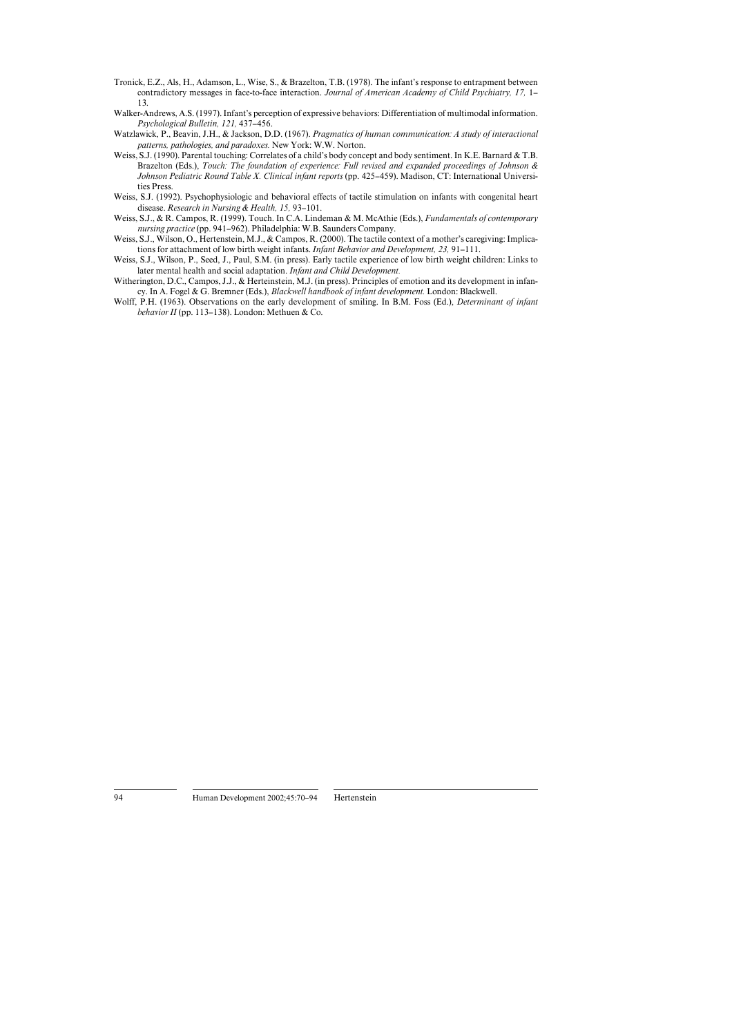Tronick, E.Z., Als, H., Adamson, L., Wise, S., & Brazelton, T.B. (1978). The infant's response to entrapment between contradictory messages in face-to-face interaction. *Journal of American Academy of Child Psychiatry, 17,* 1–13.

Walker-Andrews, A.S. (1997). Infant's perception of expressive behaviors: Differentiation of multimodal information. *Psychological Bulletin, 121,* 437–456.

Watzlawick, P., Beavin, J.H., & Jackson, D.D. (1967). *Pragmatics of human communication: A study of interactional patterns, pathologies, and paradoxes.* New York: W.W. Norton.

Weiss, S.J. (1990). Parental touching: Correlates of a child's body concept and body sentiment. In K.E. Barnard & T.B. Brazelton (Eds.), *Touch: The foundation of experience: Full revised and expanded proceedings of Johnson & Johnson Pediatric Round Table X. Clinical infant reports* (pp. 425–459). Madison, CT: International Universities Press.

Weiss, S.J. (1992). Psychophysiologic and behavioral effects of tactile stimulation on infants with congenital heart disease. *Research in Nursing & Health, 15,* 93–101.

Weiss, S.J., & R. Campos, R. (1999). Touch. In C.A. Lindeman & M. McAthie (Eds.), *Fundamentals of contemporary nursing practice* (pp. 941–962). Philadelphia: W.B. Saunders Company.

Weiss, S.J., Wilson, O., Hertenstein, M.J., & Campos, R. (2000). The tactile context of a mother's caregiving: Implications for attachment of low birth weight infants. *Infant Behavior and Development, 23,* 91–111.

Weiss, S.J., Wilson, P., Seed, J., Paul, S.M. (in press). Early tactile experience of low birth weight children: Links to later mental health and social adaptation. *Infant and Child Development.*

Witherington, D.C., Campos, J.J., & Herteinstein, M.J. (in press). Principles of emotion and its development in infancy. In A. Fogel & G. Bremner (Eds.), *Blackwell handbook of infant development.* London: Blackwell.

Wolff, P.H. (1963). Observations on the early development of smiling. In B.M. Foss (Ed.), *Determinant of infant behavior II* (pp. 113–138). London: Methuen & Co.